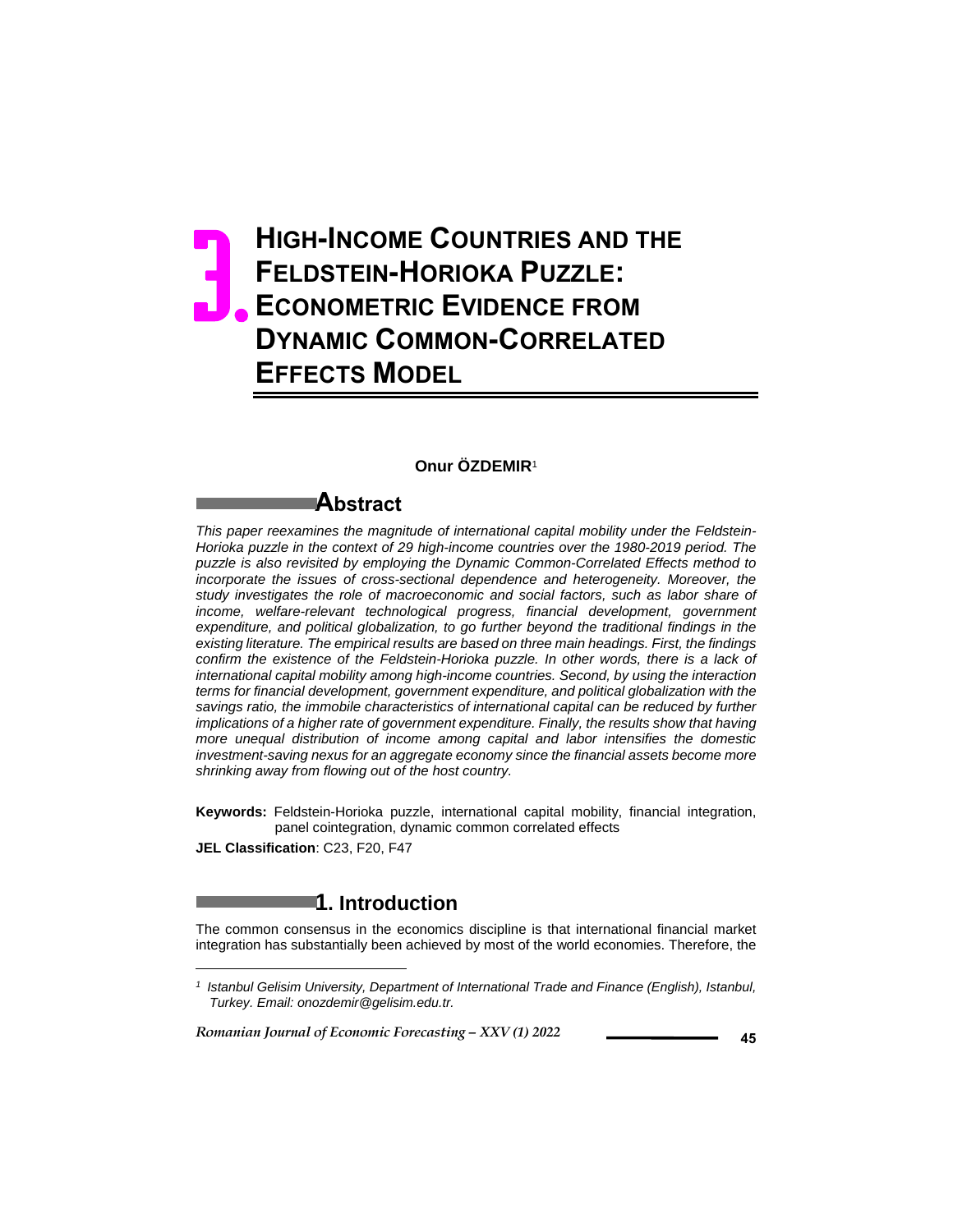# 3. HIGH-INCOME COUNTRIES AND THE FELDSTEIN-HORIOKA PUZZLE: ECONOMETRIC EVIDENCE FROM DYNAMIC COMMON-CORRELATED EFFECTS MODEL

**Onur ÖZDEMIR**[1]

## Abstract

*This paper reexamines the magnitude of international capital mobility under the Feldstein-Horioka puzzle in the context of 29 high-income countries over the 1980-2019 period. The puzzle is also revisited by employing the Dynamic Common-Correlated Effects method to incorporate the issues of cross-sectional dependence and heterogeneity. Moreover, the study investigates the role of macroeconomic and social factors, such as labor share of income, welfare-relevant technological progress, financial development, government expenditure, and political globalization, to go further beyond the traditional findings in the existing literature. The empirical results are based on three main headings. First, the findings confirm the existence of the Feldstein-Horioka puzzle. In other words, there is a lack of international capital mobility among high-income countries. Second, by using the interaction terms for financial development, government expenditure, and political globalization with the savings ratio, the immobile characteristics of international capital can be reduced by further implications of a higher rate of government expenditure. Finally, the results show that having more unequal distribution of income among capital and labor intensifies the domestic investment-saving nexus for an aggregate economy since the financial assets become more shrinking away from flowing out of the host country.*

**Keywords:** Feldstein-Horioka puzzle, international capital mobility, financial integration, panel cointegration, dynamic common correlated effects

**JEL Classification**: C23, F20, F47

## 1. Introduction

The common consensus in the economics discipline is that international financial market integration has substantially been achieved by most of the world economies. Therefore, the

---

[1] *Istanbul Gelisim University, Department of International Trade and Finance (English), Istanbul, Turkey. Email: onozdemir@gelisim.edu.tr.*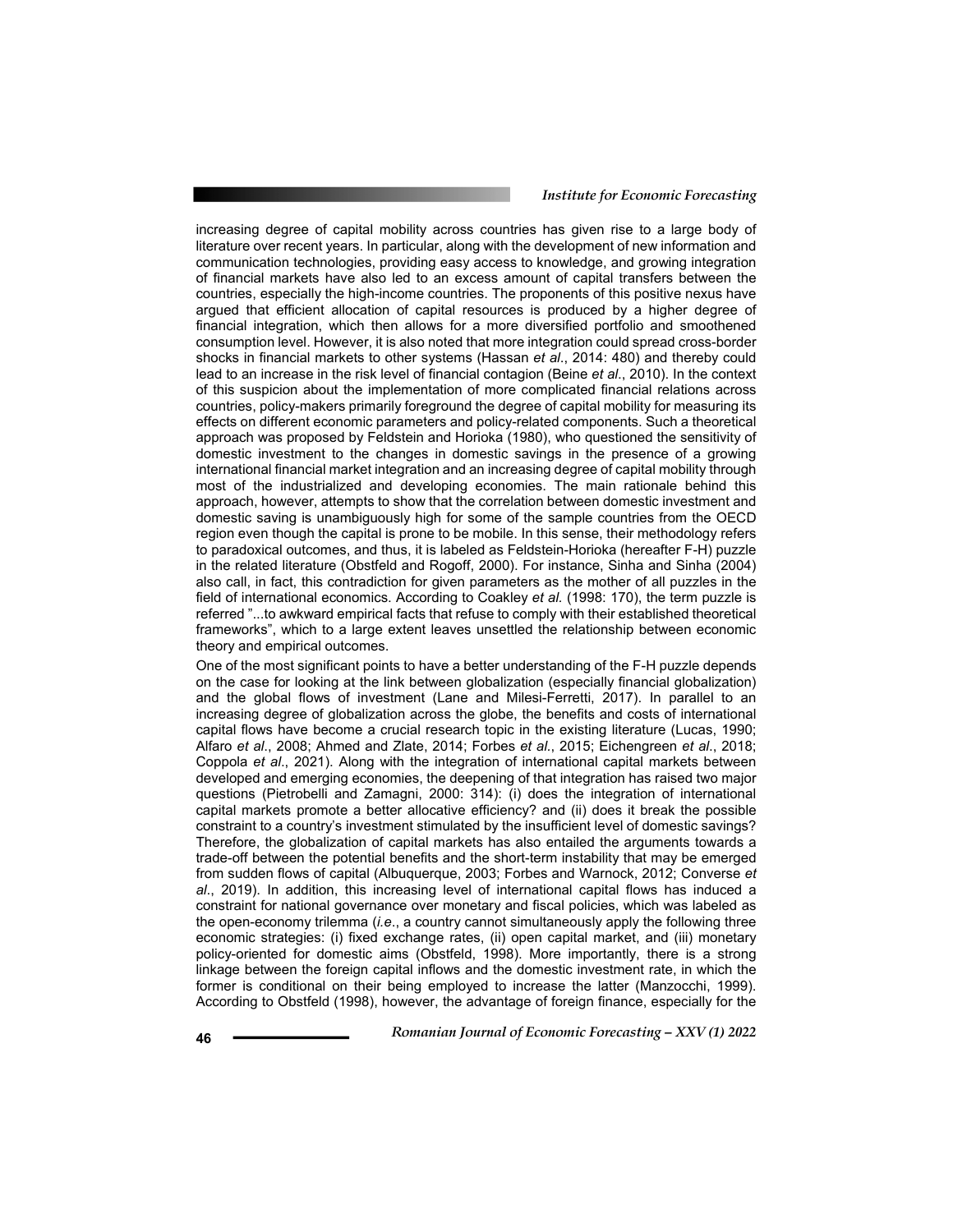increasing degree of capital mobility across countries has given rise to a large body of literature over recent years. In particular, along with the development of new information and communication technologies, providing easy access to knowledge, and growing integration of financial markets have also led to an excess amount of capital transfers between the countries, especially the high-income countries. The proponents of this positive nexus have argued that efficient allocation of capital resources is produced by a higher degree of financial integration, which then allows for a more diversified portfolio and smoothened consumption level. However, it is also noted that more integration could spread cross-border shocks in financial markets to other systems (Hassan *et al*., 2014: 480) and thereby could lead to an increase in the risk level of financial contagion (Beine *et al*., 2010). In the context of this suspicion about the implementation of more complicated financial relations across countries, policy-makers primarily foreground the degree of capital mobility for measuring its effects on different economic parameters and policy-related components. Such a theoretical approach was proposed by Feldstein and Horioka (1980), who questioned the sensitivity of domestic investment to the changes in domestic savings in the presence of a growing international financial market integration and an increasing degree of capital mobility through most of the industrialized and developing economies. The main rationale behind this approach, however, attempts to show that the correlation between domestic investment and domestic saving is unambiguously high for some of the sample countries from the OECD region even though the capital is prone to be mobile. In this sense, their methodology refers to paradoxical outcomes, and thus, it is labeled as Feldstein-Horioka (hereafter F-H) puzzle in the related literature (Obstfeld and Rogoff, 2000). For instance, Sinha and Sinha (2004) also call, in fact, this contradiction for given parameters as the mother of all puzzles in the field of international economics. According to Coakley *et al.* (1998: 170), the term puzzle is referred "...to awkward empirical facts that refuse to comply with their established theoretical frameworks", which to a large extent leaves unsettled the relationship between economic theory and empirical outcomes.

One of the most significant points to have a better understanding of the F-H puzzle depends on the case for looking at the link between globalization (especially financial globalization) and the global flows of investment (Lane and Milesi-Ferretti, 2017). In parallel to an increasing degree of globalization across the globe, the benefits and costs of international capital flows have become a crucial research topic in the existing literature (Lucas, 1990; Alfaro *et al*., 2008; Ahmed and Zlate, 2014; Forbes *et al*., 2015; Eichengreen *et al*., 2018; Coppola *et al*., 2021). Along with the integration of international capital markets between developed and emerging economies, the deepening of that integration has raised two major questions (Pietrobelli and Zamagni, 2000: 314): (i) does the integration of international capital markets promote a better allocative efficiency? and (ii) does it break the possible constraint to a country's investment stimulated by the insufficient level of domestic savings? Therefore, the globalization of capital markets has also entailed the arguments towards a trade-off between the potential benefits and the short-term instability that may be emerged from sudden flows of capital (Albuquerque, 2003; Forbes and Warnock, 2012; Converse *et al*., 2019). In addition, this increasing level of international capital flows has induced a constraint for national governance over monetary and fiscal policies, which was labeled as the open-economy trilemma (*i.e*., a country cannot simultaneously apply the following three economic strategies: (i) fixed exchange rates, (ii) open capital market, and (iii) monetary policy-oriented for domestic aims (Obstfeld, 1998). More importantly, there is a strong linkage between the foreign capital inflows and the domestic investment rate, in which the former is conditional on their being employed to increase the latter (Manzocchi, 1999). According to Obstfeld (1998), however, the advantage of foreign finance, especially for the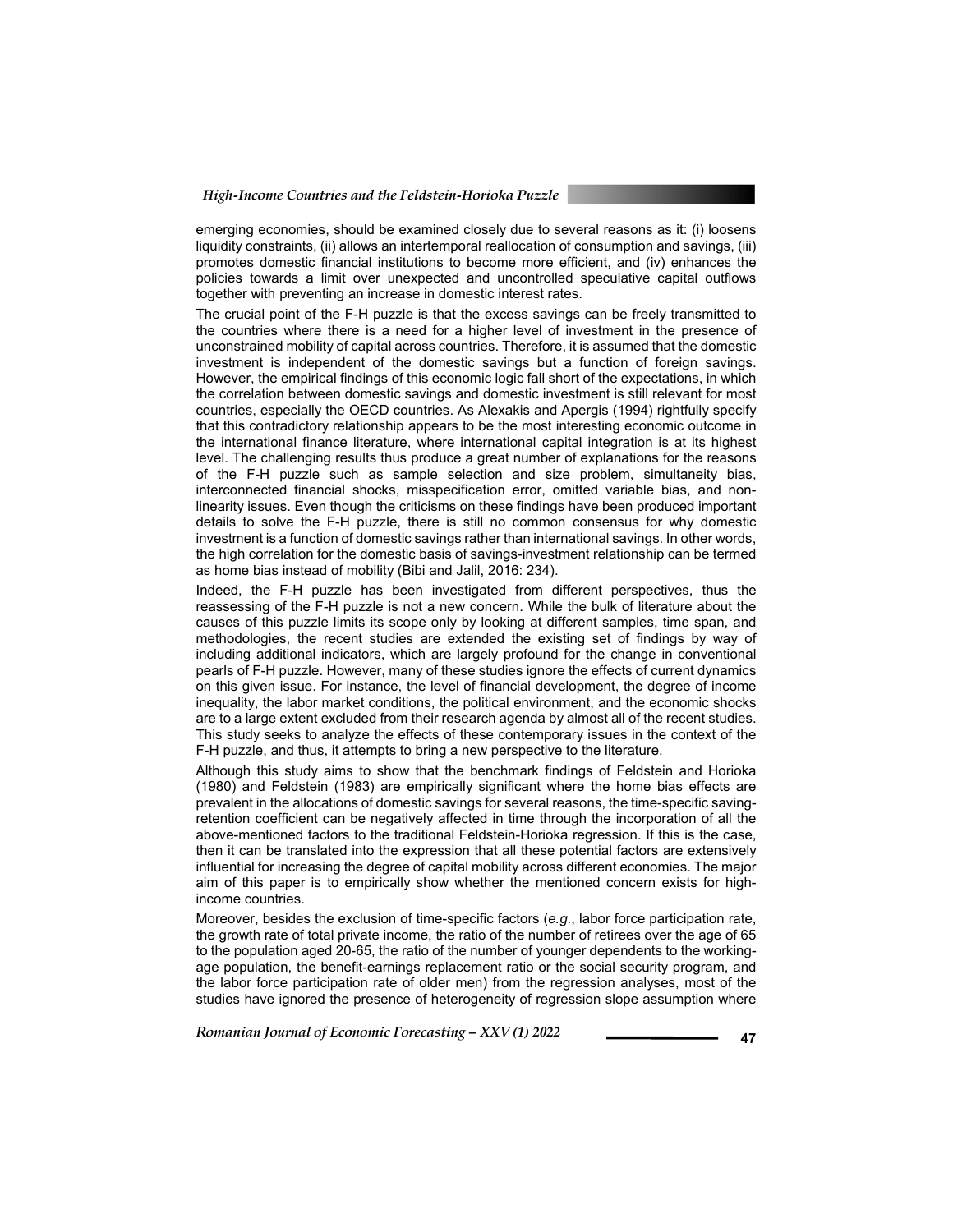emerging economies, should be examined closely due to several reasons as it: (i) loosens liquidity constraints, (ii) allows an intertemporal reallocation of consumption and savings, (iii) promotes domestic financial institutions to become more efficient, and (iv) enhances the policies towards a limit over unexpected and uncontrolled speculative capital outflows together with preventing an increase in domestic interest rates.

The crucial point of the F-H puzzle is that the excess savings can be freely transmitted to the countries where there is a need for a higher level of investment in the presence of unconstrained mobility of capital across countries. Therefore, it is assumed that the domestic investment is independent of the domestic savings but a function of foreign savings. However, the empirical findings of this economic logic fall short of the expectations, in which the correlation between domestic savings and domestic investment is still relevant for most countries, especially the OECD countries. As Alexakis and Apergis (1994) rightfully specify that this contradictory relationship appears to be the most interesting economic outcome in the international finance literature, where international capital integration is at its highest level. The challenging results thus produce a great number of explanations for the reasons of the F-H puzzle such as sample selection and size problem, simultaneity bias, interconnected financial shocks, misspecification error, omitted variable bias, and non-linearity issues. Even though the criticisms on these findings have been produced important details to solve the F-H puzzle, there is still no common consensus for why domestic investment is a function of domestic savings rather than international savings. In other words, the high correlation for the domestic basis of savings-investment relationship can be termed as home bias instead of mobility (Bibi and Jalil, 2016: 234).

Indeed, the F-H puzzle has been investigated from different perspectives, thus the reassessing of the F-H puzzle is not a new concern. While the bulk of literature about the causes of this puzzle limits its scope only by looking at different samples, time span, and methodologies, the recent studies are extended the existing set of findings by way of including additional indicators, which are largely profound for the change in conventional pearls of F-H puzzle. However, many of these studies ignore the effects of current dynamics on this given issue. For instance, the level of financial development, the degree of income inequality, the labor market conditions, the political environment, and the economic shocks are to a large extent excluded from their research agenda by almost all of the recent studies. This study seeks to analyze the effects of these contemporary issues in the context of the F-H puzzle, and thus, it attempts to bring a new perspective to the literature.

Although this study aims to show that the benchmark findings of Feldstein and Horioka (1980) and Feldstein (1983) are empirically significant where the home bias effects are prevalent in the allocations of domestic savings for several reasons, the time-specific saving-retention coefficient can be negatively affected in time through the incorporation of all the above-mentioned factors to the traditional Feldstein-Horioka regression. If this is the case, then it can be translated into the expression that all these potential factors are extensively influential for increasing the degree of capital mobility across different economies. The major aim of this paper is to empirically show whether the mentioned concern exists for high-income countries.

Moreover, besides the exclusion of time-specific factors (*e.g.*, labor force participation rate, the growth rate of total private income, the ratio of the number of retirees over the age of 65 to the population aged 20-65, the ratio of the number of younger dependents to the working-age population, the benefit-earnings replacement ratio or the social security program, and the labor force participation rate of older men) from the regression analyses, most of the studies have ignored the presence of heterogeneity of regression slope assumption where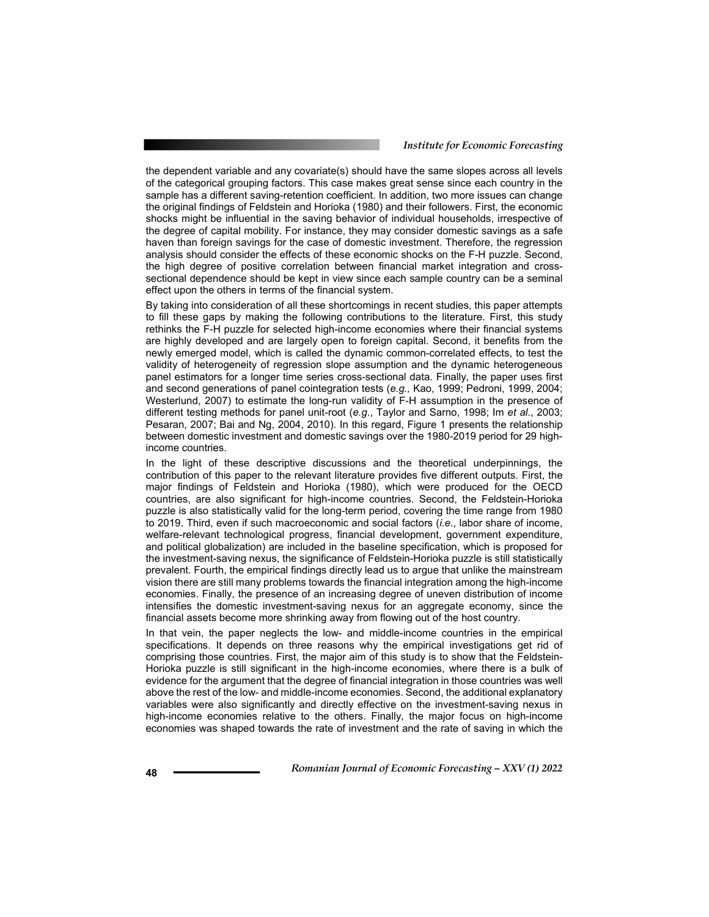the dependent variable and any covariate(s) should have the same slopes across all levels of the categorical grouping factors. This case makes great sense since each country in the sample has a different saving-retention coefficient. In addition, two more issues can change the original findings of Feldstein and Horioka (1980) and their followers. First, the economic shocks might be influential in the saving behavior of individual households, irrespective of the degree of capital mobility. For instance, they may consider domestic savings as a safe haven than foreign savings for the case of domestic investment. Therefore, the regression analysis should consider the effects of these economic shocks on the F-H puzzle. Second, the high degree of positive correlation between financial market integration and cross-sectional dependence should be kept in view since each sample country can be a seminal effect upon the others in terms of the financial system.

By taking into consideration of all these shortcomings in recent studies, this paper attempts to fill these gaps by making the following contributions to the literature. First, this study rethinks the F-H puzzle for selected high-income economies where their financial systems are highly developed and are largely open to foreign capital. Second, it benefits from the newly emerged model, which is called the dynamic common-correlated effects, to test the validity of heterogeneity of regression slope assumption and the dynamic heterogeneous panel estimators for a longer time series cross-sectional data. Finally, the paper uses first and second generations of panel cointegration tests (*e.g.,* Kao, 1999; Pedroni, 1999, 2004; Westerlund, 2007) to estimate the long-run validity of F-H assumption in the presence of different testing methods for panel unit-root (*e.g*., Taylor and Sarno, 1998; Im *et al*., 2003; Pesaran, 2007; Bai and Ng, 2004, 2010). In this regard, Figure 1 presents the relationship between domestic investment and domestic savings over the 1980-2019 period for 29 high-income countries.

In the light of these descriptive discussions and the theoretical underpinnings, the contribution of this paper to the relevant literature provides five different outputs. First, the major findings of Feldstein and Horioka (1980), which were produced for the OECD countries, are also significant for high-income countries. Second, the Feldstein-Horioka puzzle is also statistically valid for the long-term period, covering the time range from 1980 to 2019. Third, even if such macroeconomic and social factors (*i.e*., labor share of income, welfare-relevant technological progress, financial development, government expenditure, and political globalization) are included in the baseline specification, which is proposed for the investment-saving nexus, the significance of Feldstein-Horioka puzzle is still statistically prevalent. Fourth, the empirical findings directly lead us to argue that unlike the mainstream vision there are still many problems towards the financial integration among the high-income economies. Finally, the presence of an increasing degree of uneven distribution of income intensifies the domestic investment-saving nexus for an aggregate economy, since the financial assets become more shrinking away from flowing out of the host country.

In that vein, the paper neglects the low- and middle-income countries in the empirical specifications. It depends on three reasons why the empirical investigations get rid of comprising those countries. First, the major aim of this study is to show that the Feldstein-Horioka puzzle is still significant in the high-income economies, where there is a bulk of evidence for the argument that the degree of financial integration in those countries was well above the rest of the low- and middle-income economies. Second, the additional explanatory variables were also significantly and directly effective on the investment-saving nexus in high-income economies relative to the others. Finally, the major focus on high-income economies was shaped towards the rate of investment and the rate of saving in which the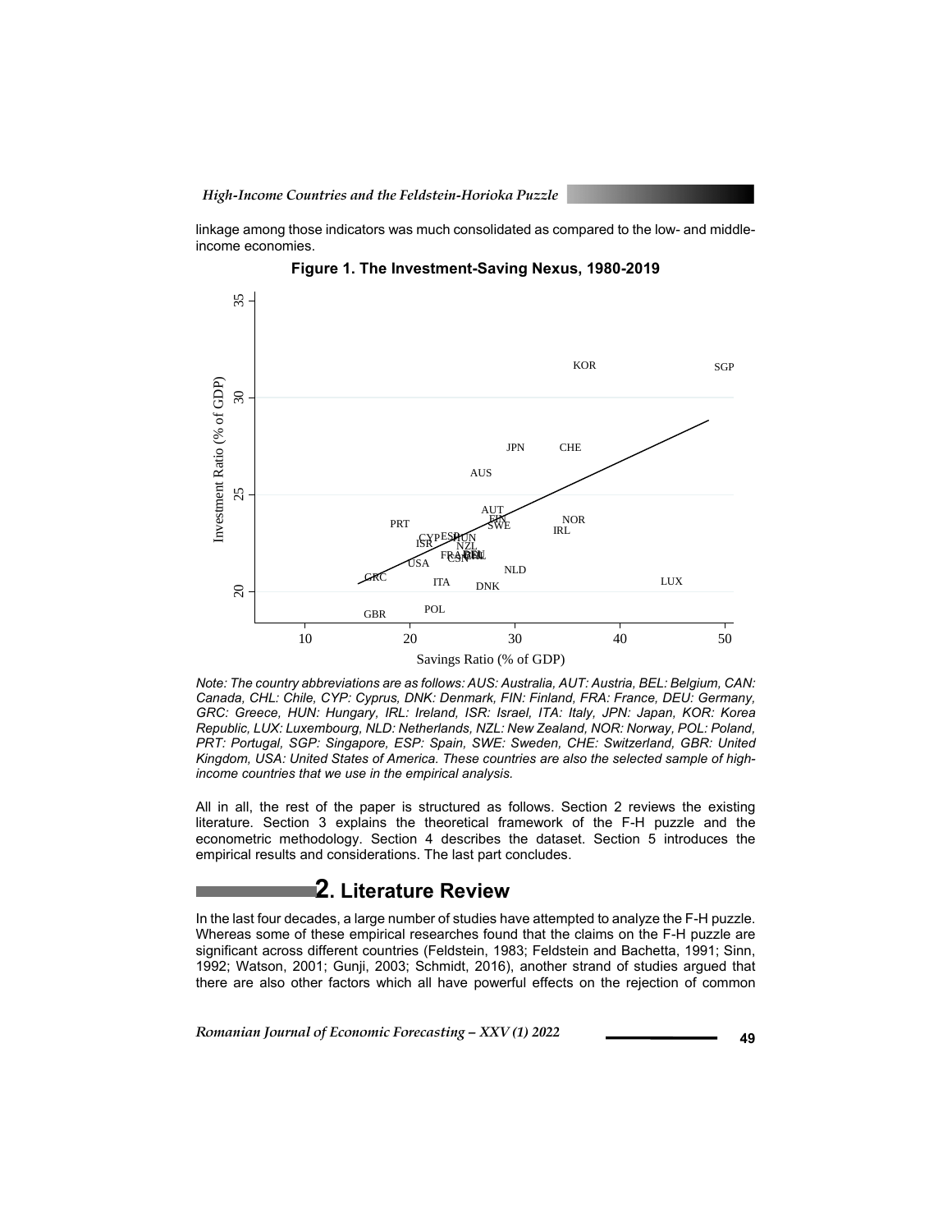linkage among those indicators was much consolidated as compared to the low- and middle-income economies.

**Figure 1. The Investment-Saving Nexus, 1980-2019**

*Note: The country abbreviations are as follows: AUS: Australia, AUT: Austria, BEL: Belgium, CAN: Canada, CHL: Chile, CYP: Cyprus, DNK: Denmark, FIN: Finland, FRA: France, DEU: Germany, GRC: Greece, HUN: Hungary, IRL: Ireland, ISR: Israel, ITA: Italy, JPN: Japan, KOR: Korea Republic, LUX: Luxembourg, NLD: Netherlands, NZL: New Zealand, NOR: Norway, POL: Poland, PRT: Portugal, SGP: Singapore, ESP: Spain, SWE: Sweden, CHE: Switzerland, GBR: United Kingdom, USA: United States of America. These countries are also the selected sample of high-income countries that we use in the empirical analysis.*

All in all, the rest of the paper is structured as follows. Section 2 reviews the existing literature. Section 3 explains the theoretical framework of the F-H puzzle and the econometric methodology. Section 4 describes the dataset. Section 5 introduces the empirical results and considerations. The last part concludes.

## 2. Literature Review

In the last four decades, a large number of studies have attempted to analyze the F-H puzzle. Whereas some of these empirical researches found that the claims on the F-H puzzle are significant across different countries (Feldstein, 1983; Feldstein and Bachetta, 1991; Sinn, 1992; Watson, 2001; Gunji, 2003; Schmidt, 2016), another strand of studies argued that there are also other factors which all have powerful effects on the rejection of common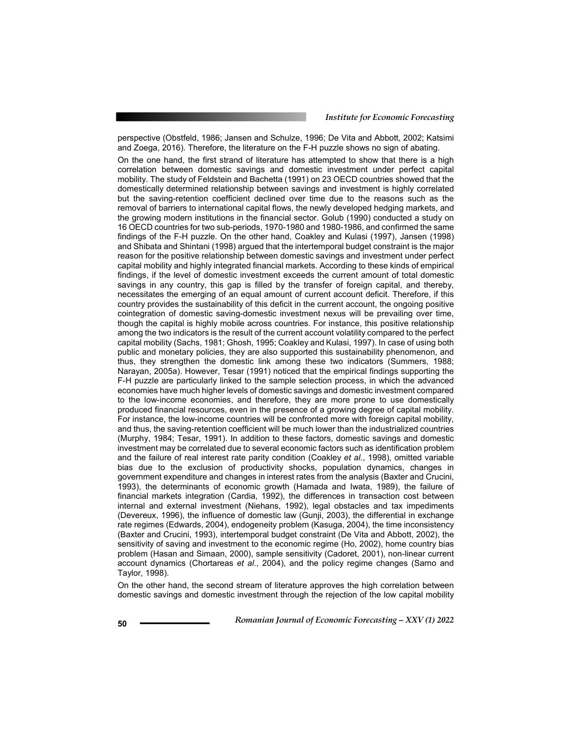perspective (Obstfeld, 1986; Jansen and Schulze, 1996; De Vita and Abbott, 2002; Katsimi and Zoega, 2016). Therefore, the literature on the F-H puzzle shows no sign of abating.

On the one hand, the first strand of literature has attempted to show that there is a high correlation between domestic savings and domestic investment under perfect capital mobility. The study of Feldstein and Bachetta (1991) on 23 OECD countries showed that the domestically determined relationship between savings and investment is highly correlated but the saving-retention coefficient declined over time due to the reasons such as the removal of barriers to international capital flows, the newly developed hedging markets, and the growing modern institutions in the financial sector. Golub (1990) conducted a study on 16 OECD countries for two sub-periods, 1970-1980 and 1980-1986, and confirmed the same findings of the F-H puzzle. On the other hand, Coakley and Kulasi (1997), Jansen (1998) and Shibata and Shintani (1998) argued that the intertemporal budget constraint is the major reason for the positive relationship between domestic savings and investment under perfect capital mobility and highly integrated financial markets. According to these kinds of empirical findings, if the level of domestic investment exceeds the current amount of total domestic savings in any country, this gap is filled by the transfer of foreign capital, and thereby, necessitates the emerging of an equal amount of current account deficit. Therefore, if this country provides the sustainability of this deficit in the current account, the ongoing positive cointegration of domestic saving-domestic investment nexus will be prevailing over time, though the capital is highly mobile across countries. For instance, this positive relationship among the two indicators is the result of the current account volatility compared to the perfect capital mobility (Sachs, 1981; Ghosh, 1995; Coakley and Kulasi, 1997). In case of using both public and monetary policies, they are also supported this sustainability phenomenon, and thus, they strengthen the domestic link among these two indicators (Summers, 1988; Narayan, 2005a). However, Tesar (1991) noticed that the empirical findings supporting the F-H puzzle are particularly linked to the sample selection process, in which the advanced economies have much higher levels of domestic savings and domestic investment compared to the low-income economies, and therefore, they are more prone to use domestically produced financial resources, even in the presence of a growing degree of capital mobility. For instance, the low-income countries will be confronted more with foreign capital mobility, and thus, the saving-retention coefficient will be much lower than the industrialized countries (Murphy, 1984; Tesar, 1991). In addition to these factors, domestic savings and domestic investment may be correlated due to several economic factors such as identification problem and the failure of real interest rate parity condition (Coakley *et al.*, 1998), omitted variable bias due to the exclusion of productivity shocks, population dynamics, changes in government expenditure and changes in interest rates from the analysis (Baxter and Crucini, 1993), the determinants of economic growth (Hamada and Iwata, 1989), the failure of financial markets integration (Cardia, 1992), the differences in transaction cost between internal and external investment (Niehans, 1992), legal obstacles and tax impediments (Devereux, 1996), the influence of domestic law (Gunji, 2003), the differential in exchange rate regimes (Edwards, 2004), endogeneity problem (Kasuga, 2004), the time inconsistency (Baxter and Crucini, 1993), intertemporal budget constraint (De Vita and Abbott, 2002), the sensitivity of saving and investment to the economic regime (Ho, 2002), home country bias problem (Hasan and Simaan, 2000), sample sensitivity (Cadoret, 2001), non-linear current account dynamics (Chortareas *et al.*, 2004), and the policy regime changes (Sarno and Taylor, 1998).

On the other hand, the second stream of literature approves the high correlation between domestic savings and domestic investment through the rejection of the low capital mobility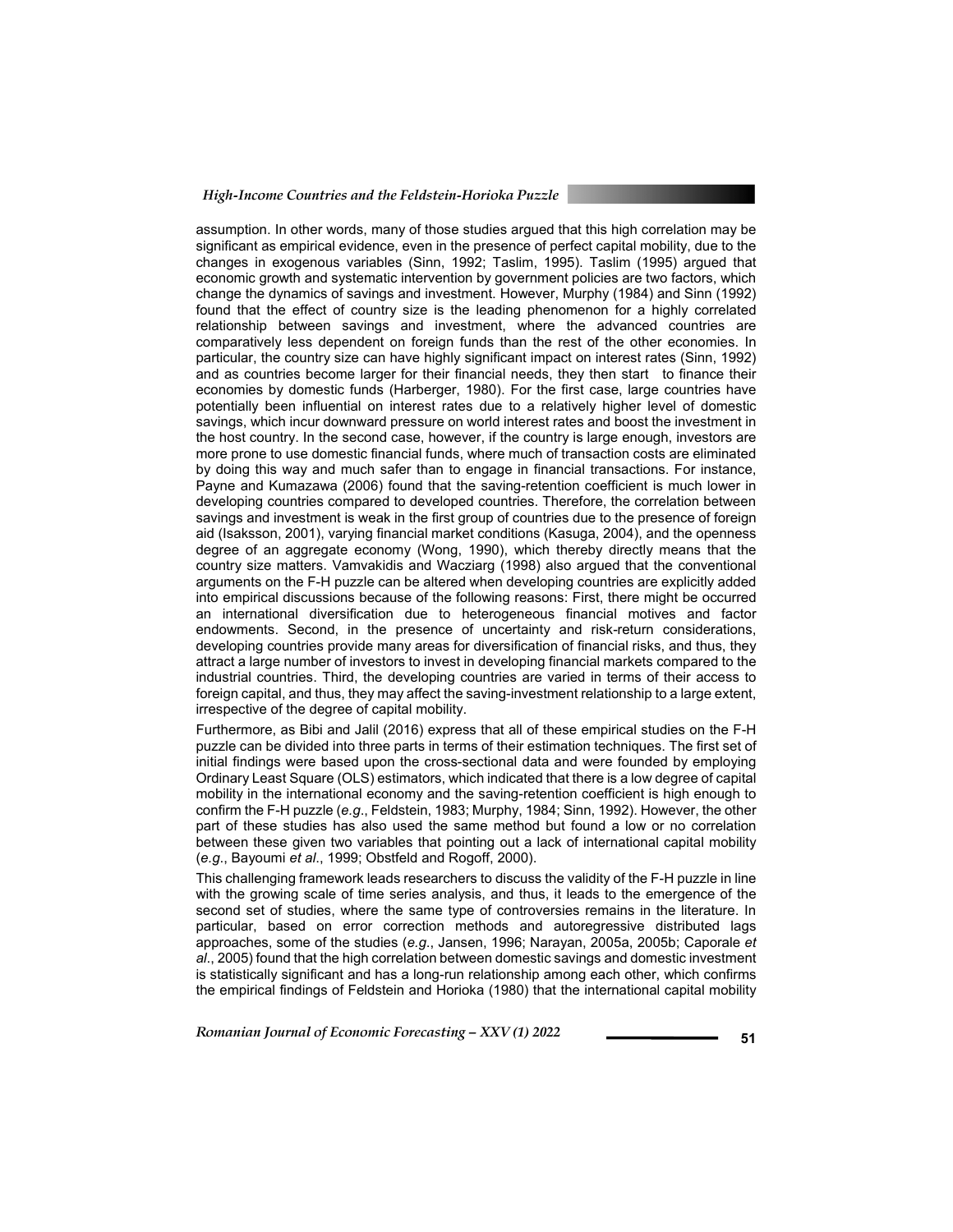assumption. In other words, many of those studies argued that this high correlation may be significant as empirical evidence, even in the presence of perfect capital mobility, due to the changes in exogenous variables (Sinn, 1992; Taslim, 1995). Taslim (1995) argued that economic growth and systematic intervention by government policies are two factors, which change the dynamics of savings and investment. However, Murphy (1984) and Sinn (1992) found that the effect of country size is the leading phenomenon for a highly correlated relationship between savings and investment, where the advanced countries are comparatively less dependent on foreign funds than the rest of the other economies. In particular, the country size can have highly significant impact on interest rates (Sinn, 1992) and as countries become larger for their financial needs, they then start to finance their economies by domestic funds (Harberger, 1980). For the first case, large countries have potentially been influential on interest rates due to a relatively higher level of domestic savings, which incur downward pressure on world interest rates and boost the investment in the host country. In the second case, however, if the country is large enough, investors are more prone to use domestic financial funds, where much of transaction costs are eliminated by doing this way and much safer than to engage in financial transactions. For instance, Payne and Kumazawa (2006) found that the saving-retention coefficient is much lower in developing countries compared to developed countries. Therefore, the correlation between savings and investment is weak in the first group of countries due to the presence of foreign aid (Isaksson, 2001), varying financial market conditions (Kasuga, 2004), and the openness degree of an aggregate economy (Wong, 1990), which thereby directly means that the country size matters. Vamvakidis and Wacziarg (1998) also argued that the conventional arguments on the F-H puzzle can be altered when developing countries are explicitly added into empirical discussions because of the following reasons: First, there might be occurred an international diversification due to heterogeneous financial motives and factor endowments. Second, in the presence of uncertainty and risk-return considerations, developing countries provide many areas for diversification of financial risks, and thus, they attract a large number of investors to invest in developing financial markets compared to the industrial countries. Third, the developing countries are varied in terms of their access to foreign capital, and thus, they may affect the saving-investment relationship to a large extent, irrespective of the degree of capital mobility.

Furthermore, as Bibi and Jalil (2016) express that all of these empirical studies on the F-H puzzle can be divided into three parts in terms of their estimation techniques. The first set of initial findings were based upon the cross-sectional data and were founded by employing Ordinary Least Square (OLS) estimators, which indicated that there is a low degree of capital mobility in the international economy and the saving-retention coefficient is high enough to confirm the F-H puzzle (*e.g.*, Feldstein, 1983; Murphy, 1984; Sinn, 1992). However, the other part of these studies has also used the same method but found a low or no correlation between these given two variables that pointing out a lack of international capital mobility (*e.g.*, Bayoumi *et al*., 1999; Obstfeld and Rogoff, 2000).

This challenging framework leads researchers to discuss the validity of the F-H puzzle in line with the growing scale of time series analysis, and thus, it leads to the emergence of the second set of studies, where the same type of controversies remains in the literature. In particular, based on error correction methods and autoregressive distributed lags approaches, some of the studies (*e.g.*, Jansen, 1996; Narayan, 2005a, 2005b; Caporale *et al*., 2005) found that the high correlation between domestic savings and domestic investment is statistically significant and has a long-run relationship among each other, which confirms the empirical findings of Feldstein and Horioka (1980) that the international capital mobility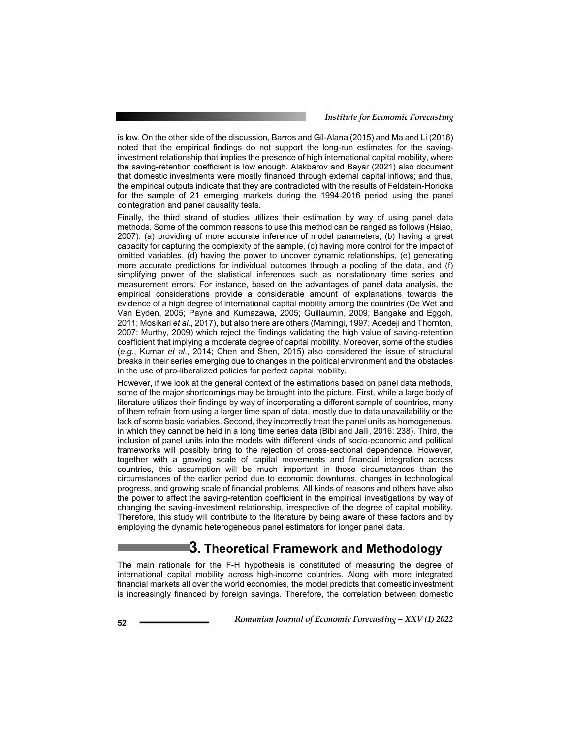is low. On the other side of the discussion, Barros and Gil-Alana (2015) and Ma and Li (2016) noted that the empirical findings do not support the long-run estimates for the saving-investment relationship that implies the presence of high international capital mobility, where the saving-retention coefficient is low enough. Alakbarov and Bayar (2021) also document that domestic investments were mostly financed through external capital inflows; and thus, the empirical outputs indicate that they are contradicted with the results of Feldstein-Horioka for the sample of 21 emerging markets during the 1994-2016 period using the panel cointegration and panel causality tests.

Finally, the third strand of studies utilizes their estimation by way of using panel data methods. Some of the common reasons to use this method can be ranged as follows (Hsiao, 2007): (a) providing of more accurate inference of model parameters, (b) having a great capacity for capturing the complexity of the sample, (c) having more control for the impact of omitted variables, (d) having the power to uncover dynamic relationships, (e) generating more accurate predictions for individual outcomes through a pooling of the data, and (f) simplifying power of the statistical inferences such as nonstationary time series and measurement errors. For instance, based on the advantages of panel data analysis, the empirical considerations provide a considerable amount of explanations towards the evidence of a high degree of international capital mobility among the countries (De Wet and Van Eyden, 2005; Payne and Kumazawa, 2005; Guillaumin, 2009; Bangake and Eggoh, 2011; Mosikari *et al*., 2017), but also there are others (Mamingi, 1997; Adedeji and Thornton, 2007; Murthy, 2009) which reject the findings validating the high value of saving-retention coefficient that implying a moderate degree of capital mobility. Moreover, some of the studies (*e.g*., Kumar *et al*., 2014; Chen and Shen, 2015) also considered the issue of structural breaks in their series emerging due to changes in the political environment and the obstacles in the use of pro-liberalized policies for perfect capital mobility.

However, if we look at the general context of the estimations based on panel data methods, some of the major shortcomings may be brought into the picture. First, while a large body of literature utilizes their findings by way of incorporating a different sample of countries, many of them refrain from using a larger time span of data, mostly due to data unavailability or the lack of some basic variables. Second, they incorrectly treat the panel units as homogeneous, in which they cannot be held in a long time series data (Bibi and Jalil, 2016: 238). Third, the inclusion of panel units into the models with different kinds of socio-economic and political frameworks will possibly bring to the rejection of cross-sectional dependence. However, together with a growing scale of capital movements and financial integration across countries, this assumption will be much important in those circumstances than the circumstances of the earlier period due to economic downturns, changes in technological progress, and growing scale of financial problems. All kinds of reasons and others have also the power to affect the saving-retention coefficient in the empirical investigations by way of changing the saving-investment relationship, irrespective of the degree of capital mobility. Therefore, this study will contribute to the literature by being aware of these factors and by employing the dynamic heterogeneous panel estimators for longer panel data.

# 3. Theoretical Framework and Methodology

The main rationale for the F-H hypothesis is constituted of measuring the degree of international capital mobility across high-income countries. Along with more integrated financial markets all over the world economies, the model predicts that domestic investment is increasingly financed by foreign savings. Therefore, the correlation between domestic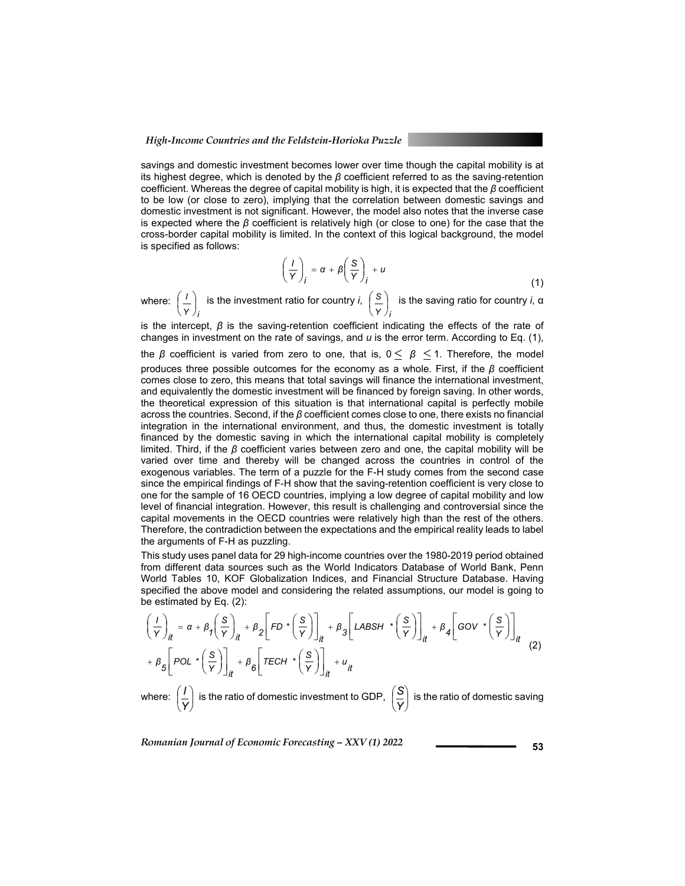savings and domestic investment becomes lower over time though the capital mobility is at its highest degree, which is denoted by the $\beta$ coefficient referred to as the saving-retention coefficient. Whereas the degree of capital mobility is high, it is expected that the $\beta$ coefficient to be low (or close to zero), implying that the correlation between domestic savings and domestic investment is not significant. However, the model also notes that the inverse case is expected where the $\beta$ coefficient is relatively high (or close to one) for the case that the cross-border capital mobility is limited. In the context of this logical background, the model is specified as follows:

$$\left(\frac{I}{Y}\right)_i = \alpha + \beta\left(\frac{S}{Y}\right)_i + u \tag{1}$$

where: $\left(\frac{I}{Y}\right)_i$ is the investment ratio for country *i*, $\left(\frac{S}{Y}\right)_i$ is the saving ratio for country *i*, α is the intercept, $\beta$ is the saving-retention coefficient indicating the effects of the rate of changes in investment on the rate of savings, and *u* is the error term. According to Eq. (1), the $\beta$ coefficient is varied from zero to one, that is, $0 \leq \beta \leq 1$. Therefore, the model produces three possible outcomes for the economy as a whole. First, if the $\beta$ coefficient comes close to zero, this means that total savings will finance the international investment, and equivalently the domestic investment will be financed by foreign saving. In other words, the theoretical expression of this situation is that international capital is perfectly mobile across the countries. Second, if the $\beta$ coefficient comes close to one, there exists no financial integration in the international environment, and thus, the domestic investment is totally financed by the domestic saving in which the international capital mobility is completely limited. Third, if the $\beta$ coefficient varies between zero and one, the capital mobility will be varied over time and thereby will be changed across the countries in control of the exogenous variables. The term of a puzzle for the F-H study comes from the second case since the empirical findings of F-H show that the saving-retention coefficient is very close to one for the sample of 16 OECD countries, implying a low degree of capital mobility and low level of financial integration. However, this result is challenging and controversial since the capital movements in the OECD countries were relatively high than the rest of the others. Therefore, the contradiction between the expectations and the empirical reality leads to label the arguments of F-H as puzzling.

This study uses panel data for 29 high-income countries over the 1980-2019 period obtained from different data sources such as the World Indicators Database of World Bank, Penn World Tables 10, KOF Globalization Indices, and Financial Structure Database. Having specified the above model and considering the related assumptions, our model is going to be estimated by Eq. (2):

$$\left(\frac{I}{Y}\right)_{it} = \alpha + \beta_1\left(\frac{S}{Y}\right)_{it} + \beta_2\left[FD * \left(\frac{S}{Y}\right)\right]_{it} + \beta_3\left[LABSH * \left(\frac{S}{Y}\right)\right]_{it} + \beta_4\left[GOV * \left(\frac{S}{Y}\right)\right]_{it} + \beta_5\left[POL * \left(\frac{S}{Y}\right)\right]_{it} + \beta_6\left[TECH * \left(\frac{S}{Y}\right)\right]_{it} + u_{it} \tag{2}$$

where: $\left(\frac{I}{Y}\right)$ is the ratio of domestic investment to GDP, $\left(\frac{S}{Y}\right)$ is the ratio of domestic saving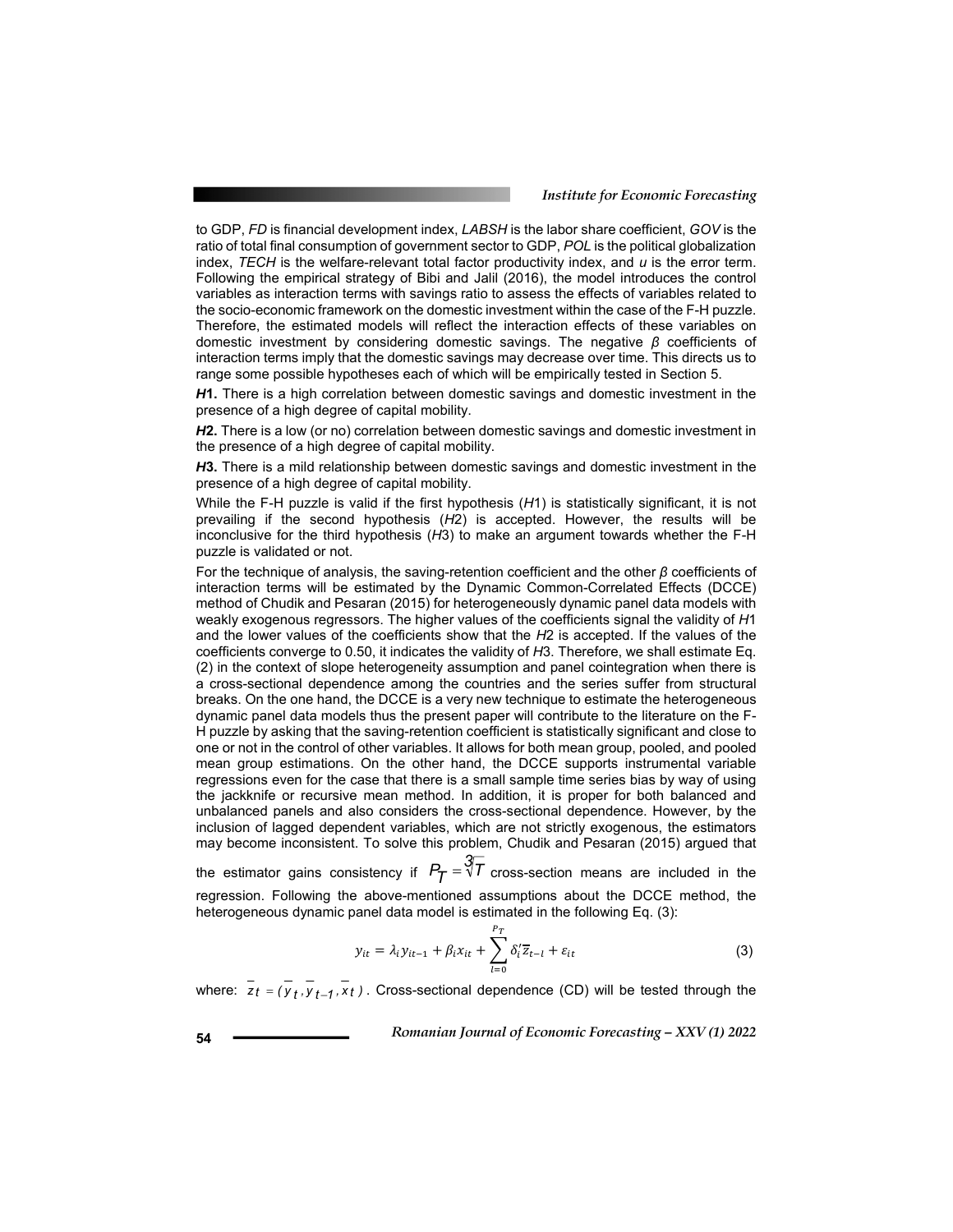to GDP, *FD* is financial development index, *LABSH* is the labor share coefficient, *GOV* is the ratio of total final consumption of government sector to GDP, *POL* is the political globalization index, *TECH* is the welfare-relevant total factor productivity index, and *u* is the error term. Following the empirical strategy of Bibi and Jalil (2016), the model introduces the control variables as interaction terms with savings ratio to assess the effects of variables related to the socio-economic framework on the domestic investment within the case of the F-H puzzle. Therefore, the estimated models will reflect the interaction effects of these variables on domestic investment by considering domestic savings. The negative $\beta$ coefficients of interaction terms imply that the domestic savings may decrease over time. This directs us to range some possible hypotheses each of which will be empirically tested in Section 5.

***H*1.** There is a high correlation between domestic savings and domestic investment in the presence of a high degree of capital mobility.

***H*2.** There is a low (or no) correlation between domestic savings and domestic investment in the presence of a high degree of capital mobility.

***H*3.** There is a mild relationship between domestic savings and domestic investment in the presence of a high degree of capital mobility.

While the F-H puzzle is valid if the first hypothesis (*H*1) is statistically significant, it is not prevailing if the second hypothesis (*H*2) is accepted. However, the results will be inconclusive for the third hypothesis (*H*3) to make an argument towards whether the F-H puzzle is validated or not.

For the technique of analysis, the saving-retention coefficient and the other $\beta$ coefficients of interaction terms will be estimated by the Dynamic Common-Correlated Effects (DCCE) method of Chudik and Pesaran (2015) for heterogeneously dynamic panel data models with weakly exogenous regressors. The higher values of the coefficients signal the validity of *H*1 and the lower values of the coefficients show that the *H2* is accepted. If the values of the coefficients converge to 0.50, it indicates the validity of *H*3. Therefore, we shall estimate Eq. (2) in the context of slope heterogeneity assumption and panel cointegration when there is a cross-sectional dependence among the countries and the series suffer from structural breaks. On the one hand, the DCCE is a very new technique to estimate the heterogeneous dynamic panel data models thus the present paper will contribute to the literature on the F-H puzzle by asking that the saving-retention coefficient is statistically significant and close to one or not in the control of other variables. It allows for both mean group, pooled, and pooled mean group estimations. On the other hand, the DCCE supports instrumental variable regressions even for the case that there is a small sample time series bias by way of using the jackknife or recursive mean method. In addition, it is proper for both balanced and unbalanced panels and also considers the cross-sectional dependence. However, by the inclusion of lagged dependent variables, which are not strictly exogenous, the estimators may become inconsistent. To solve this problem, Chudik and Pesaran (2015) argued that the estimator gains consistency if $P_T = \sqrt[3]{T}$ cross-section means are included in the regression. Following the above-mentioned assumptions about the DCCE method, the heterogeneous dynamic panel data model is estimated in the following Eq. (3):

$$y_{it} = \lambda_i y_{it-1} + \beta_i x_{it} + \sum_{l=0}^{P_T} \delta_i' \bar{z}_{t-l} + \varepsilon_{it} \tag{3}$$

where: $\bar{z}_t = (\bar{y}_t, \bar{y}_{t-1}, \bar{x}_t)$. Cross-sectional dependence (CD) will be tested through the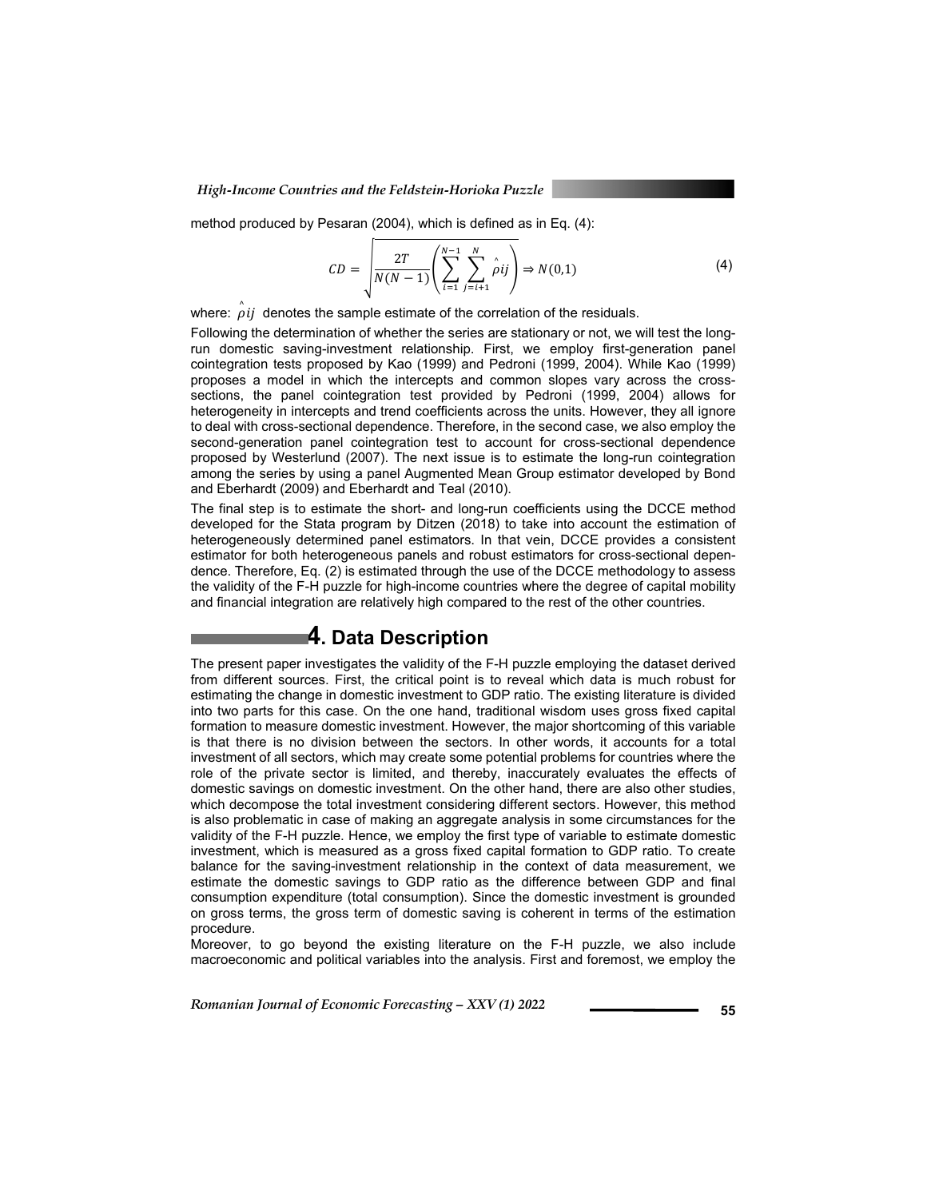method produced by Pesaran (2004), which is defined as in Eq. (4):

$$CD = \sqrt{\frac{2T}{N(N-1)}}\left(\sum_{i=1}^{N-1}\sum_{j=i+1}^{N}\hat{\rho}ij\right) \Rightarrow N(0,1) \tag{4}$$

where: $\hat{\rho}ij$ denotes the sample estimate of the correlation of the residuals.

Following the determination of whether the series are stationary or not, we will test the long-run domestic saving-investment relationship. First, we employ first-generation panel cointegration tests proposed by Kao (1999) and Pedroni (1999, 2004). While Kao (1999) proposes a model in which the intercepts and common slopes vary across the cross-sections, the panel cointegration test provided by Pedroni (1999, 2004) allows for heterogeneity in intercepts and trend coefficients across the units. However, they all ignore to deal with cross-sectional dependence. Therefore, in the second case, we also employ the second-generation panel cointegration test to account for cross-sectional dependence proposed by Westerlund (2007). The next issue is to estimate the long-run cointegration among the series by using a panel Augmented Mean Group estimator developed by Bond and Eberhardt (2009) and Eberhardt and Teal (2010).

The final step is to estimate the short- and long-run coefficients using the DCCE method developed for the Stata program by Ditzen (2018) to take into account the estimation of heterogeneously determined panel estimators. In that vein, DCCE provides a consistent estimator for both heterogeneous panels and robust estimators for cross-sectional dependence. Therefore, Eq. (2) is estimated through the use of the DCCE methodology to assess the validity of the F-H puzzle for high-income countries where the degree of capital mobility and financial integration are relatively high compared to the rest of the other countries.

# 4. Data Description

The present paper investigates the validity of the F-H puzzle employing the dataset derived from different sources. First, the critical point is to reveal which data is much robust for estimating the change in domestic investment to GDP ratio. The existing literature is divided into two parts for this case. On the one hand, traditional wisdom uses gross fixed capital formation to measure domestic investment. However, the major shortcoming of this variable is that there is no division between the sectors. In other words, it accounts for a total investment of all sectors, which may create some potential problems for countries where the role of the private sector is limited, and thereby, inaccurately evaluates the effects of domestic savings on domestic investment. On the other hand, there are also other studies, which decompose the total investment considering different sectors. However, this method is also problematic in case of making an aggregate analysis in some circumstances for the validity of the F-H puzzle. Hence, we employ the first type of variable to estimate domestic investment, which is measured as a gross fixed capital formation to GDP ratio. To create balance for the saving-investment relationship in the context of data measurement, we estimate the domestic savings to GDP ratio as the difference between GDP and final consumption expenditure (total consumption). Since the domestic investment is grounded on gross terms, the gross term of domestic saving is coherent in terms of the estimation procedure.

Moreover, to go beyond the existing literature on the F-H puzzle, we also include macroeconomic and political variables into the analysis. First and foremost, we employ the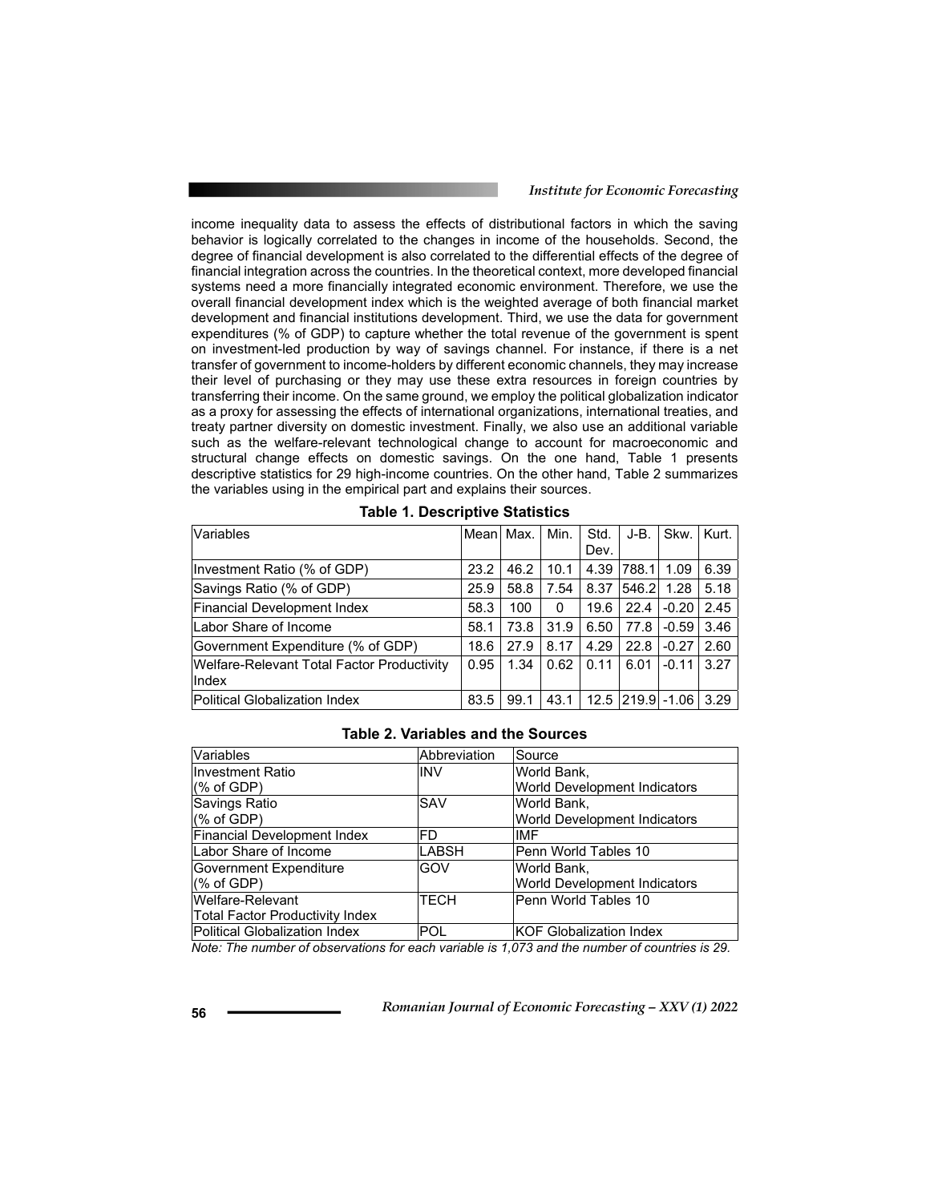income inequality data to assess the effects of distributional factors in which the saving behavior is logically correlated to the changes in income of the households. Second, the degree of financial development is also correlated to the differential effects of the degree of financial integration across the countries. In the theoretical context, more developed financial systems need a more financially integrated economic environment. Therefore, we use the overall financial development index which is the weighted average of both financial market development and financial institutions development. Third, we use the data for government expenditures (% of GDP) to capture whether the total revenue of the government is spent on investment-led production by way of savings channel. For instance, if there is a net transfer of government to income-holders by different economic channels, they may increase their level of purchasing or they may use these extra resources in foreign countries by transferring their income. On the same ground, we employ the political globalization indicator as a proxy for assessing the effects of international organizations, international treaties, and treaty partner diversity on domestic investment. Finally, we also use an additional variable such as the welfare-relevant technological change to account for macroeconomic and structural change effects on domestic savings. On the one hand, Table 1 presents descriptive statistics for 29 high-income countries. On the other hand, Table 2 summarizes the variables using in the empirical part and explains their sources.

**Table 1. Descriptive Statistics**

| Variables | Mean | Max. | Min. | Std. Dev. | J-B. | Skw. | Kurt. |
|---|---|---|---|---|---|---|---|
| Investment Ratio (% of GDP) | 23.2 | 46.2 | 10.1 | 4.39 | 788.1 | 1.09 | 6.39 |
| Savings Ratio (% of GDP) | 25.9 | 58.8 | 7.54 | 8.37 | 546.2 | 1.28 | 5.18 |
| Financial Development Index | 58.3 | 100 | 0 | 19.6 | 22.4 | -0.20 | 2.45 |
| Labor Share of Income | 58.1 | 73.8 | 31.9 | 6.50 | 77.8 | -0.59 | 3.46 |
| Government Expenditure (% of GDP) | 18.6 | 27.9 | 8.17 | 4.29 | 22.8 | -0.27 | 2.60 |
| Welfare-Relevant Total Factor Productivity Index | 0.95 | 1.34 | 0.62 | 0.11 | 6.01 | -0.11 | 3.27 |
| Political Globalization Index | 83.5 | 99.1 | 43.1 | 12.5 | 219.9 | -1.06 | 3.29 |

**Table 2. Variables and the Sources**

| Variables | Abbreviation | Source |
|---|---|---|
| Investment Ratio (% of GDP) | INV | World Bank, World Development Indicators |
| Savings Ratio (% of GDP) | SAV | World Bank, World Development Indicators |
| Financial Development Index | FD | IMF |
| Labor Share of Income | LABSH | Penn World Tables 10 |
| Government Expenditure (% of GDP) | GOV | World Bank, World Development Indicators |
| Welfare-Relevant Total Factor Productivity Index | TECH | Penn World Tables 10 |
| Political Globalization Index | POL | KOF Globalization Index |

*Note: The number of observations for each variable is 1,073 and the number of countries is 29.*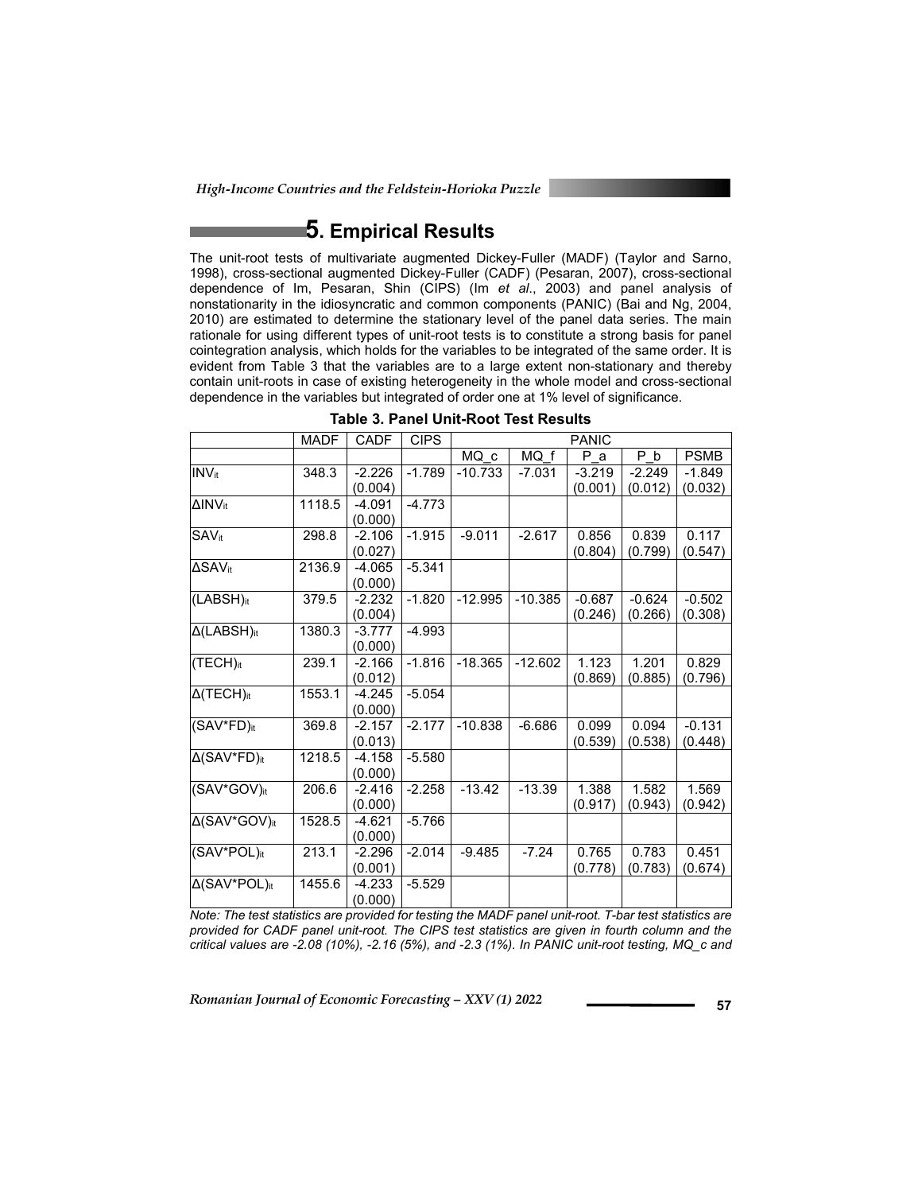## 5. Empirical Results

The unit-root tests of multivariate augmented Dickey-Fuller (MADF) (Taylor and Sarno, 1998), cross-sectional augmented Dickey-Fuller (CADF) (Pesaran, 2007), cross-sectional dependence of Im, Pesaran, Shin (CIPS) (Im *et al*., 2003) and panel analysis of nonstationarity in the idiosyncratic and common components (PANIC) (Bai and Ng, 2004, 2010) are estimated to determine the stationary level of the panel data series. The main rationale for using different types of unit-root tests is to constitute a strong basis for panel cointegration analysis, which holds for the variables to be integrated of the same order. It is evident from Table 3 that the variables are to a large extent non-stationary and thereby contain unit-roots in case of existing heterogeneity in the whole model and cross-sectional dependence in the variables but integrated of order one at 1% level of significance.

**Table 3. Panel Unit-Root Test Results**

| | MADF | CADF | CIPS | PANIC | | | | |
|---|---|---|---|---|---|---|---|---|
| | | | | MQ_c | MQ_f | P_a | P_b | PSMB |
| $INV_{it}$ | 348.3 | -2.226 (0.004) | -1.789 | -10.733 | -7.031 | -3.219 (0.001) | -2.249 (0.012) | -1.849 (0.032) |
| $\Delta INV_{it}$ | 1118.5 | -4.091 (0.000) | -4.773 | | | | | |
| $SAV_{it}$ | 298.8 | -2.106 (0.027) | -1.915 | -9.011 | -2.617 | 0.856 (0.804) | 0.839 (0.799) | 0.117 (0.547) |
| $\Delta SAV_{it}$ | 2136.9 | -4.065 (0.000) | -5.341 | | | | | |
| $(LABSH)_{it}$ | 379.5 | -2.232 (0.004) | -1.820 | -12.995 | -10.385 | -0.687 (0.246) | -0.624 (0.266) | -0.502 (0.308) |
| $\Delta(LABSH)_{it}$ | 1380.3 | -3.777 (0.000) | -4.993 | | | | | |
| $(TECH)_{it}$ | 239.1 | -2.166 (0.012) | -1.816 | -18.365 | -12.602 | 1.123 (0.869) | 1.201 (0.885) | 0.829 (0.796) |
| $\Delta(TECH)_{it}$ | 1553.1 | -4.245 (0.000) | -5.054 | | | | | |
| $(SAV*FD)_{it}$ | 369.8 | -2.157 (0.013) | -2.177 | -10.838 | -6.686 | 0.099 (0.539) | 0.094 (0.538) | -0.131 (0.448) |
| $\Delta(SAV*FD)_{it}$ | 1218.5 | -4.158 (0.000) | -5.580 | | | | | |
| $(SAV*GOV)_{it}$ | 206.6 | -2.416 (0.000) | -2.258 | -13.42 | -13.39 | 1.388 (0.917) | 1.582 (0.943) | 1.569 (0.942) |
| $\Delta(SAV*GOV)_{it}$ | 1528.5 | -4.621 (0.000) | -5.766 | | | | | |
| $(SAV*POL)_{it}$ | 213.1 | -2.296 (0.001) | -2.014 | -9.485 | -7.24 | 0.765 (0.778) | 0.783 (0.783) | 0.451 (0.674) |
| $\Delta(SAV*POL)_{it}$ | 1455.6 | -4.233 (0.000) | -5.529 | | | | | |

*Note: The test statistics are provided for testing the MADF panel unit-root. T-bar test statistics are provided for CADF panel unit-root. The CIPS test statistics are given in fourth column and the critical values are -2.08 (10%), -2.16 (5%), and -2.3 (1%). In PANIC unit-root testing, MQ_c and*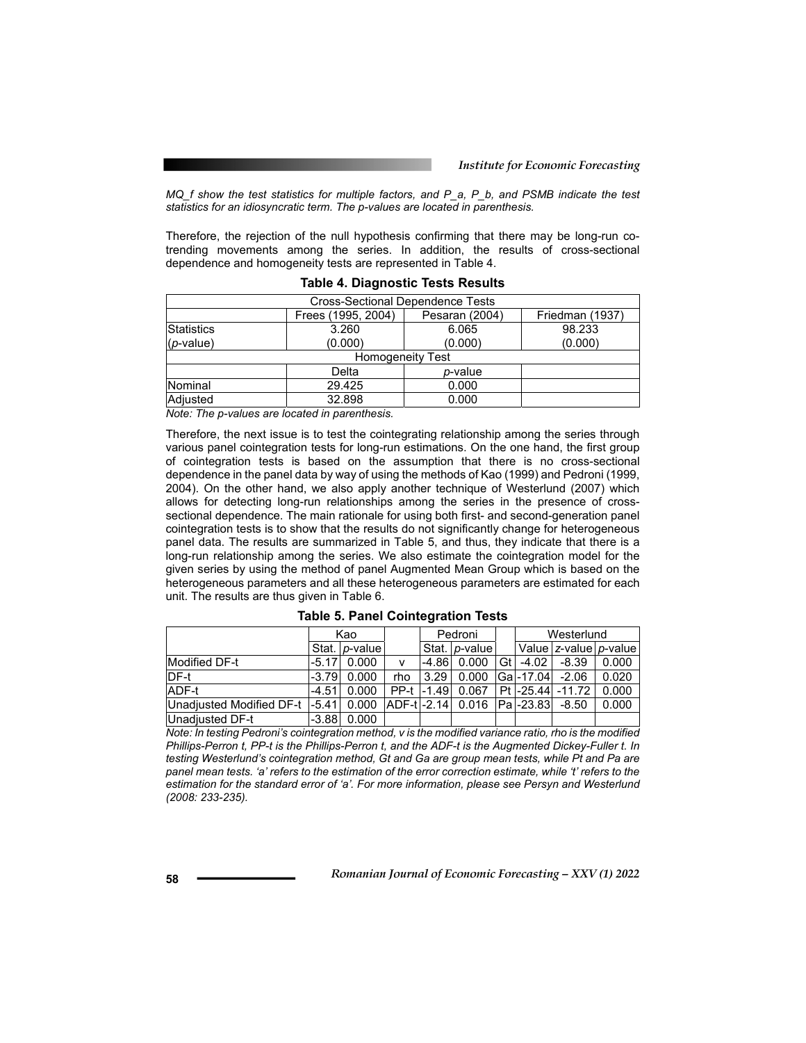*MQ_f show the test statistics for multiple factors, and P_a, P_b, and PSMB indicate the test statistics for an idiosyncratic term. The p-values are located in parenthesis.*

Therefore, the rejection of the null hypothesis confirming that there may be long-run co-trending movements among the series. In addition, the results of cross-sectional dependence and homogeneity tests are represented in Table 4.

**Table 4. Diagnostic Tests Results**

| Cross-Sectional Dependence Tests | | | |
|---|---|---|---|
| | Frees (1995, 2004) | Pesaran (2004) | Friedman (1937) |
| Statistics | 3.260 | 6.065 | 98.233 |
| (*p*-value) | (0.000) | (0.000) | (0.000) |
| **Homogeneity Test** | | | |
| | Delta | *p*-value | |
| Nominal | 29.425 | 0.000 | |
| Adjusted | 32.898 | 0.000 | |

*Note: The p-values are located in parenthesis.*

Therefore, the next issue is to test the cointegrating relationship among the series through various panel cointegration tests for long-run estimations. On the one hand, the first group of cointegration tests is based on the assumption that there is no cross-sectional dependence in the panel data by way of using the methods of Kao (1999) and Pedroni (1999, 2004). On the other hand, we also apply another technique of Westerlund (2007) which allows for detecting long-run relationships among the series in the presence of cross-sectional dependence. The main rationale for using both first- and second-generation panel cointegration tests is to show that the results do not significantly change for heterogeneous panel data. The results are summarized in Table 5, and thus, they indicate that there is a long-run relationship among the series. We also estimate the cointegration model for the given series by using the method of panel Augmented Mean Group which is based on the heterogeneous parameters and all these heterogeneous parameters are estimated for each unit. The results are thus given in Table 6.

**Table 5. Panel Cointegration Tests**

| | Kao | | | Pedroni | | | Westerlund | | |
|---|---|---|---|---|---|---|---|---|---|
| | Stat. | *p*-value | | Stat. | *p*-value | | Value | *z*-value | *p*-value |
| Modified DF-t | -5.17 | 0.000 | v | -4.86 | 0.000 | Gt | -4.02 | -8.39 | 0.000 |
| DF-t | -3.79 | 0.000 | rho | 3.29 | 0.000 | Ga | -17.04 | -2.06 | 0.020 |
| ADF-t | -4.51 | 0.000 | PP-t | -1.49 | 0.067 | Pt | -25.44 | -11.72 | 0.000 |
| Unadjusted Modified DF-t | -5.41 | 0.000 | ADF-t | -2.14 | 0.016 | Pa | -23.83 | -8.50 | 0.000 |
| Unadjusted DF-t | -3.88 | 0.000 | | | | | | | |

*Note: In testing Pedroni's cointegration method, v is the modified variance ratio, rho is the modified Phillips-Perron t, PP-t is the Phillips-Perron t, and the ADF-t is the Augmented Dickey-Fuller t. In testing Westerlund's cointegration method, Gt and Ga are group mean tests, while Pt and Pa are panel mean tests. 'a' refers to the estimation of the error correction estimate, while 't' refers to the estimation for the standard error of 'a'. For more information, please see Persyn and Westerlund (2008: 233-235).*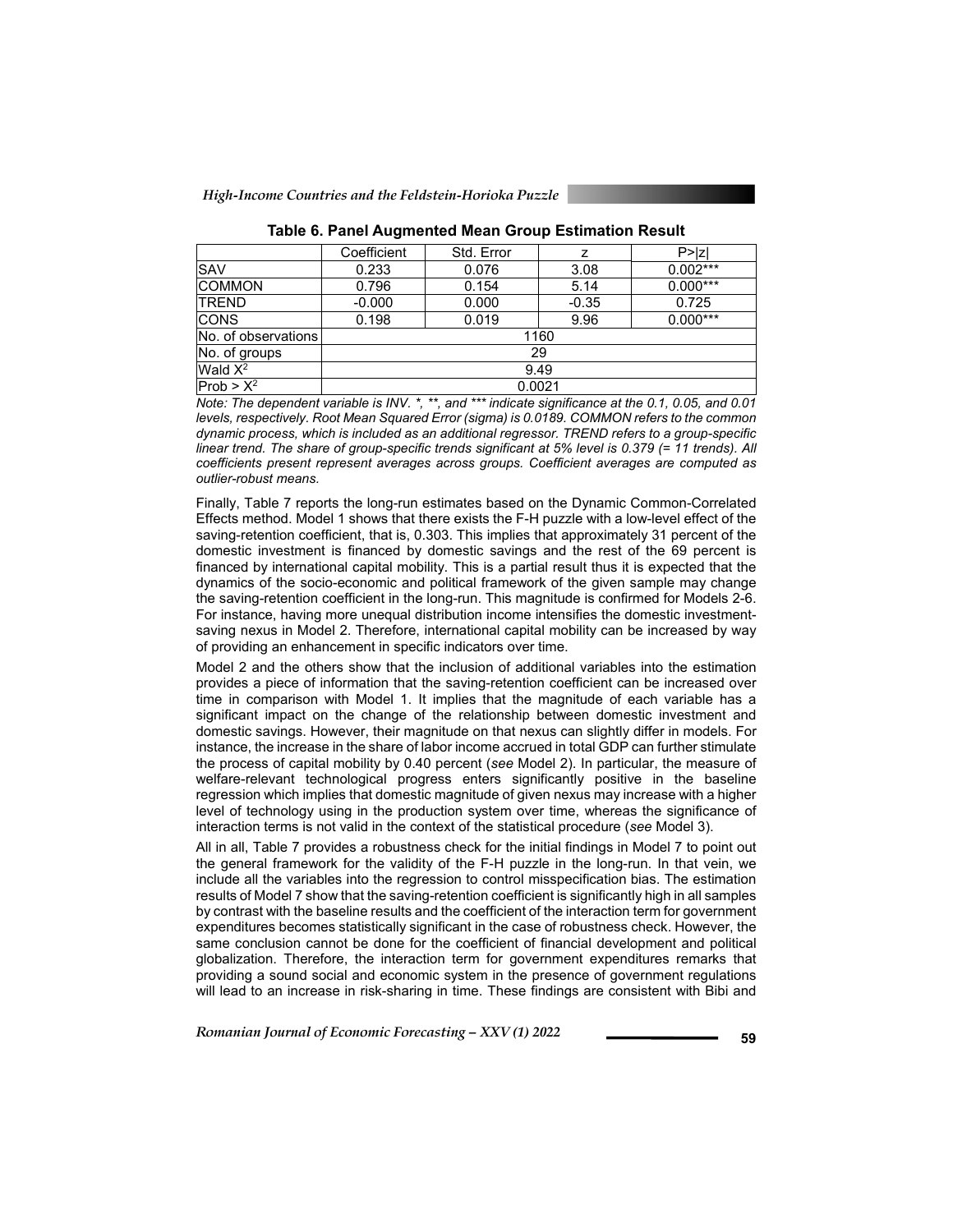**Table 6. Panel Augmented Mean Group Estimation Result**

| | Coefficient | Std. Error | z | P>\|z\| |
|---|---|---|---|---|
| SAV | 0.233 | 0.076 | 3.08 | 0.002*** |
| COMMON | 0.796 | 0.154 | 5.14 | 0.000*** |
| TREND | -0.000 | 0.000 | -0.35 | 0.725 |
| CONS | 0.198 | 0.019 | 9.96 | 0.000*** |
| No. of observations | 1160 | | | |
| No. of groups | 29 | | | |
| Wald $X^2$ | 9.49 | | | |
| Prob > $X^2$ | 0.0021 | | | |

*Note: The dependent variable is INV. *, **, and *** indicate significance at the 0.1, 0.05, and 0.01 levels, respectively. Root Mean Squared Error (sigma) is 0.0189. COMMON refers to the common dynamic process, which is included as an additional regressor. TREND refers to a group-specific linear trend. The share of group-specific trends significant at 5% level is 0.379 (= 11 trends). All coefficients present represent averages across groups. Coefficient averages are computed as outlier-robust means.*

Finally, Table 7 reports the long-run estimates based on the Dynamic Common-Correlated Effects method. Model 1 shows that there exists the F-H puzzle with a low-level effect of the saving-retention coefficient, that is, 0.303. This implies that approximately 31 percent of the domestic investment is financed by domestic savings and the rest of the 69 percent is financed by international capital mobility. This is a partial result thus it is expected that the dynamics of the socio-economic and political framework of the given sample may change the saving-retention coefficient in the long-run. This magnitude is confirmed for Models 2-6. For instance, having more unequal distribution income intensifies the domestic investment-saving nexus in Model 2. Therefore, international capital mobility can be increased by way of providing an enhancement in specific indicators over time.

Model 2 and the others show that the inclusion of additional variables into the estimation provides a piece of information that the saving-retention coefficient can be increased over time in comparison with Model 1. It implies that the magnitude of each variable has a significant impact on the change of the relationship between domestic investment and domestic savings. However, their magnitude on that nexus can slightly differ in models. For instance, the increase in the share of labor income accrued in total GDP can further stimulate the process of capital mobility by 0.40 percent (*see* Model 2). In particular, the measure of welfare-relevant technological progress enters significantly positive in the baseline regression which implies that domestic magnitude of given nexus may increase with a higher level of technology using in the production system over time, whereas the significance of interaction terms is not valid in the context of the statistical procedure (*see* Model 3).

All in all, Table 7 provides a robustness check for the initial findings in Model 7 to point out the general framework for the validity of the F-H puzzle in the long-run. In that vein, we include all the variables into the regression to control misspecification bias. The estimation results of Model 7 show that the saving-retention coefficient is significantly high in all samples by contrast with the baseline results and the coefficient of the interaction term for government expenditures becomes statistically significant in the case of robustness check. However, the same conclusion cannot be done for the coefficient of financial development and political globalization. Therefore, the interaction term for government expenditures remarks that providing a sound social and economic system in the presence of government regulations will lead to an increase in risk-sharing in time. These findings are consistent with Bibi and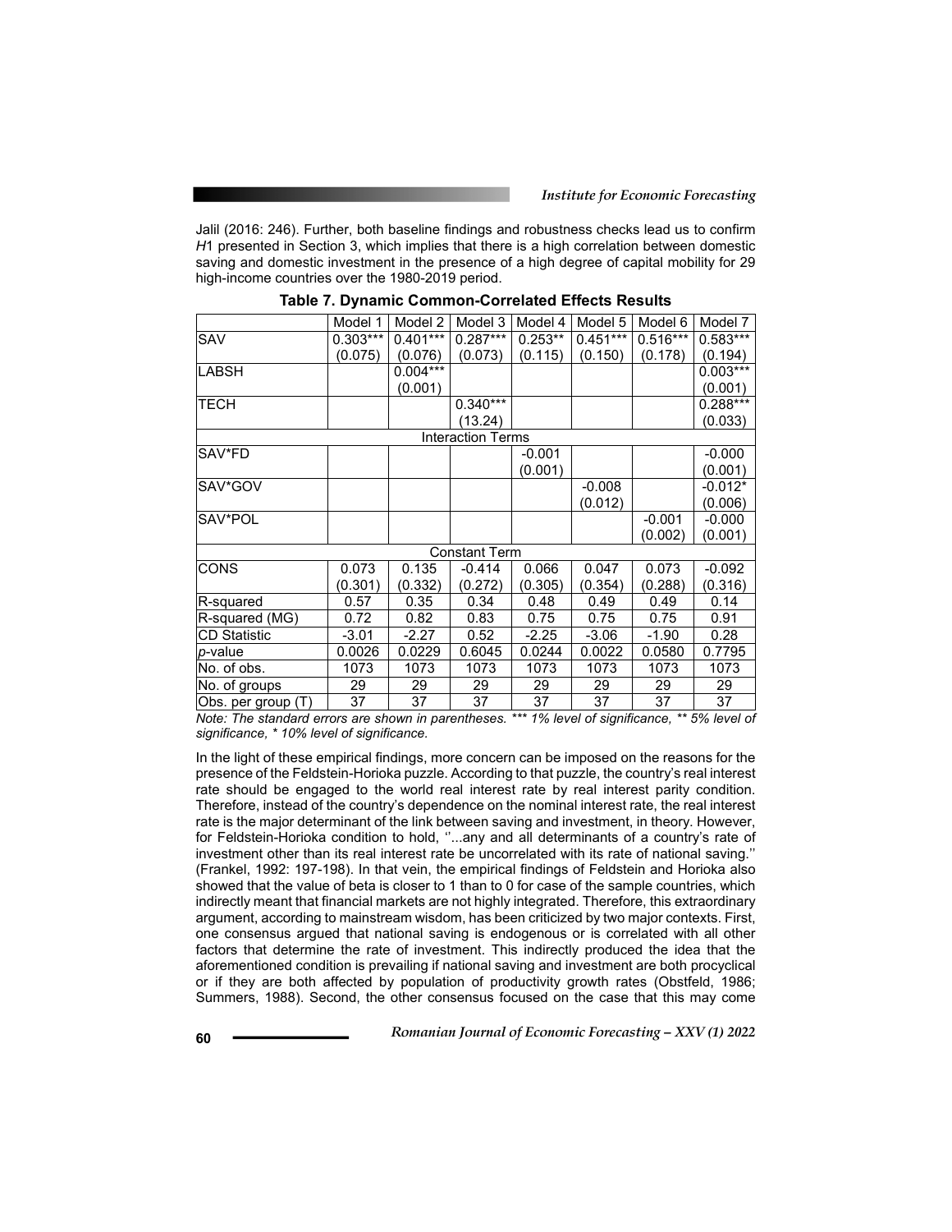Jalil (2016: 246). Further, both baseline findings and robustness checks lead us to confirm *H*1 presented in Section 3, which implies that there is a high correlation between domestic saving and domestic investment in the presence of a high degree of capital mobility for 29 high-income countries over the 1980-2019 period.

**Table 7. Dynamic Common-Correlated Effects Results**

| | Model 1 | Model 2 | Model 3 | Model 4 | Model 5 | Model 6 | Model 7 |
|---|---|---|---|---|---|---|---|
| SAV | 0.303*** | 0.401*** | 0.287*** | 0.253** | 0.451*** | 0.516*** | 0.583*** |
| | (0.075) | (0.076) | (0.073) | (0.115) | (0.150) | (0.178) | (0.194) |
| LABSH | | 0.004*** | | | | | 0.003*** |
| | | (0.001) | | | | | (0.001) |
| TECH | | | 0.340*** | | | | 0.288*** |
| | | | (13.24) | | | | (0.033) |
| | | | Interaction Terms | | | | |
| SAV*FD | | | | -0.001 | | | -0.000 |
| | | | | (0.001) | | | (0.001) |
| SAV*GOV | | | | | -0.008 | | -0.012* |
| | | | | | (0.012) | | (0.006) |
| SAV*POL | | | | | | -0.001 | -0.000 |
| | | | | | | (0.002) | (0.001) |
| | | | Constant Term | | | | |
| CONS | 0.073 | 0.135 | -0.414 | 0.066 | 0.047 | 0.073 | -0.092 |
| | (0.301) | (0.332) | (0.272) | (0.305) | (0.354) | (0.288) | (0.316) |
| R-squared | 0.57 | 0.35 | 0.34 | 0.48 | 0.49 | 0.49 | 0.14 |
| R-squared (MG) | 0.72 | 0.82 | 0.83 | 0.75 | 0.75 | 0.75 | 0.91 |
| CD Statistic | -3.01 | -2.27 | 0.52 | -2.25 | -3.06 | -1.90 | 0.28 |
| *p*-value | 0.0026 | 0.0229 | 0.6045 | 0.0244 | 0.0022 | 0.0580 | 0.7795 |
| No. of obs. | 1073 | 1073 | 1073 | 1073 | 1073 | 1073 | 1073 |
| No. of groups | 29 | 29 | 29 | 29 | 29 | 29 | 29 |
| Obs. per group (T) | 37 | 37 | 37 | 37 | 37 | 37 | 37 |

*Note: The standard errors are shown in parentheses. *** 1% level of significance, ** 5% level of significance, * 10% level of significance.*

In the light of these empirical findings, more concern can be imposed on the reasons for the presence of the Feldstein-Horioka puzzle. According to that puzzle, the country's real interest rate should be engaged to the world real interest rate by real interest parity condition. Therefore, instead of the country's dependence on the nominal interest rate, the real interest rate is the major determinant of the link between saving and investment, in theory. However, for Feldstein-Horioka condition to hold, ''...any and all determinants of a country's rate of investment other than its real interest rate be uncorrelated with its rate of national saving.'' (Frankel, 1992: 197-198). In that vein, the empirical findings of Feldstein and Horioka also showed that the value of beta is closer to 1 than to 0 for case of the sample countries, which indirectly meant that financial markets are not highly integrated. Therefore, this extraordinary argument, according to mainstream wisdom, has been criticized by two major contexts. First, one consensus argued that national saving is endogenous or is correlated with all other factors that determine the rate of investment. This indirectly produced the idea that the aforementioned condition is prevailing if national saving and investment are both procyclical or if they are both affected by population of productivity growth rates (Obstfeld, 1986; Summers, 1988). Second, the other consensus focused on the case that this may come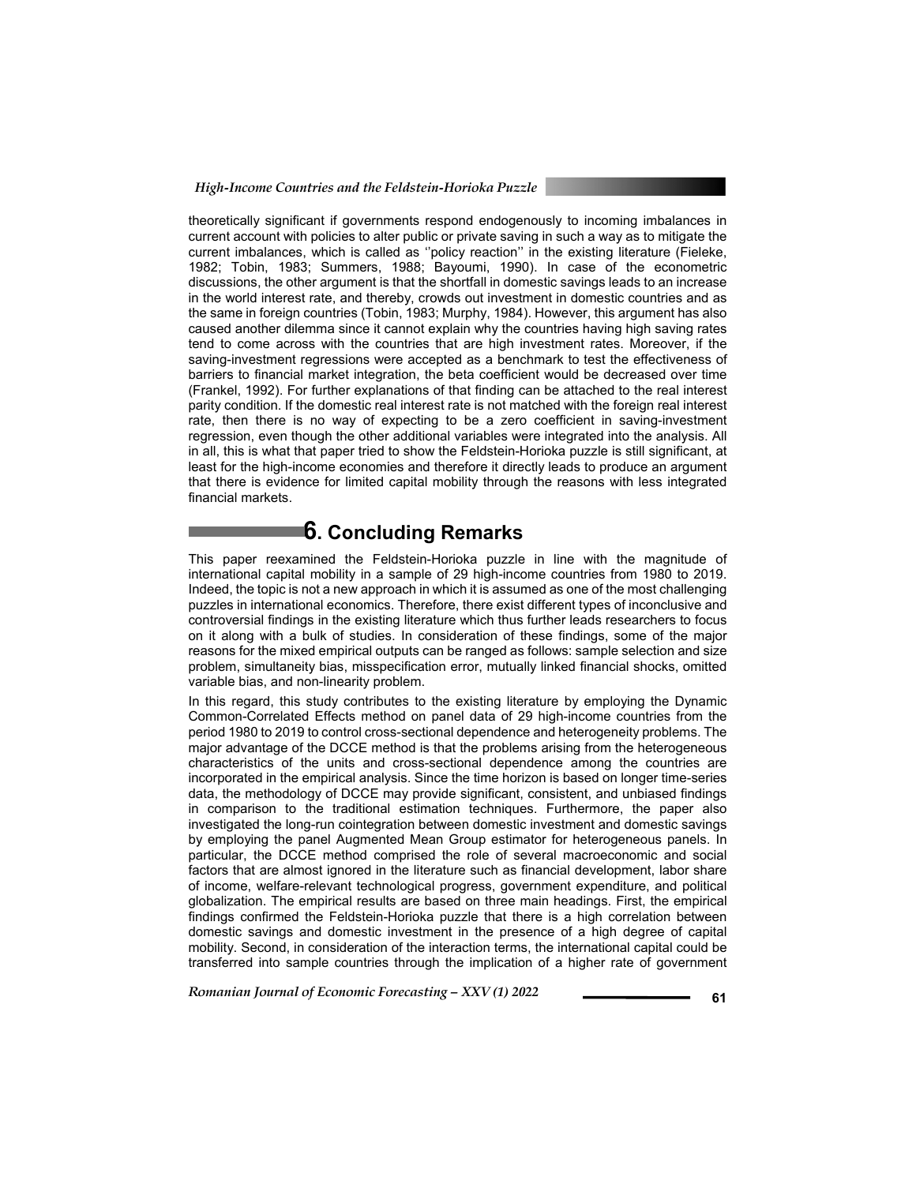theoretically significant if governments respond endogenously to incoming imbalances in current account with policies to alter public or private saving in such a way as to mitigate the current imbalances, which is called as ''policy reaction'' in the existing literature (Fieleke, 1982; Tobin, 1983; Summers, 1988; Bayoumi, 1990). In case of the econometric discussions, the other argument is that the shortfall in domestic savings leads to an increase in the world interest rate, and thereby, crowds out investment in domestic countries and as the same in foreign countries (Tobin, 1983; Murphy, 1984). However, this argument has also caused another dilemma since it cannot explain why the countries having high saving rates tend to come across with the countries that are high investment rates. Moreover, if the saving-investment regressions were accepted as a benchmark to test the effectiveness of barriers to financial market integration, the beta coefficient would be decreased over time (Frankel, 1992). For further explanations of that finding can be attached to the real interest parity condition. If the domestic real interest rate is not matched with the foreign real interest rate, then there is no way of expecting to be a zero coefficient in saving-investment regression, even though the other additional variables were integrated into the analysis. All in all, this is what that paper tried to show the Feldstein-Horioka puzzle is still significant, at least for the high-income economies and therefore it directly leads to produce an argument that there is evidence for limited capital mobility through the reasons with less integrated financial markets.

## 6. Concluding Remarks

This paper reexamined the Feldstein-Horioka puzzle in line with the magnitude of international capital mobility in a sample of 29 high-income countries from 1980 to 2019. Indeed, the topic is not a new approach in which it is assumed as one of the most challenging puzzles in international economics. Therefore, there exist different types of inconclusive and controversial findings in the existing literature which thus further leads researchers to focus on it along with a bulk of studies. In consideration of these findings, some of the major reasons for the mixed empirical outputs can be ranged as follows: sample selection and size problem, simultaneity bias, misspecification error, mutually linked financial shocks, omitted variable bias, and non-linearity problem.

In this regard, this study contributes to the existing literature by employing the Dynamic Common-Correlated Effects method on panel data of 29 high-income countries from the period 1980 to 2019 to control cross-sectional dependence and heterogeneity problems. The major advantage of the DCCE method is that the problems arising from the heterogeneous characteristics of the units and cross-sectional dependence among the countries are incorporated in the empirical analysis. Since the time horizon is based on longer time-series data, the methodology of DCCE may provide significant, consistent, and unbiased findings in comparison to the traditional estimation techniques. Furthermore, the paper also investigated the long-run cointegration between domestic investment and domestic savings by employing the panel Augmented Mean Group estimator for heterogeneous panels. In particular, the DCCE method comprised the role of several macroeconomic and social factors that are almost ignored in the literature such as financial development, labor share of income, welfare-relevant technological progress, government expenditure, and political globalization. The empirical results are based on three main headings. First, the empirical findings confirmed the Feldstein-Horioka puzzle that there is a high correlation between domestic savings and domestic investment in the presence of a high degree of capital mobility. Second, in consideration of the interaction terms, the international capital could be transferred into sample countries through the implication of a higher rate of government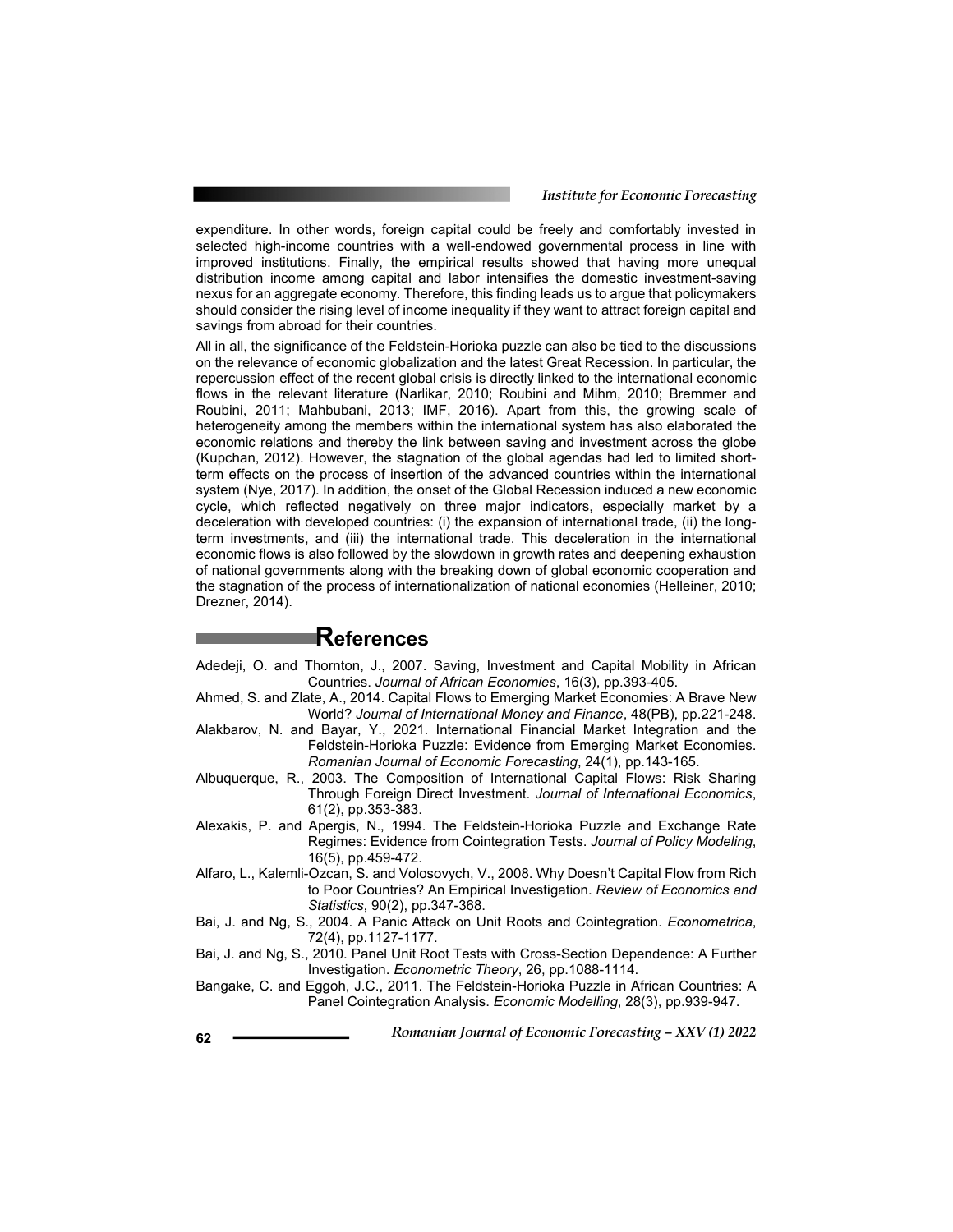expenditure. In other words, foreign capital could be freely and comfortably invested in selected high-income countries with a well-endowed governmental process in line with improved institutions. Finally, the empirical results showed that having more unequal distribution income among capital and labor intensifies the domestic investment-saving nexus for an aggregate economy. Therefore, this finding leads us to argue that policymakers should consider the rising level of income inequality if they want to attract foreign capital and savings from abroad for their countries.

All in all, the significance of the Feldstein-Horioka puzzle can also be tied to the discussions on the relevance of economic globalization and the latest Great Recession. In particular, the repercussion effect of the recent global crisis is directly linked to the international economic flows in the relevant literature (Narlikar, 2010; Roubini and Mihm, 2010; Bremmer and Roubini, 2011; Mahbubani, 2013; IMF, 2016). Apart from this, the growing scale of heterogeneity among the members within the international system has also elaborated the economic relations and thereby the link between saving and investment across the globe (Kupchan, 2012). However, the stagnation of the global agendas had led to limited short-term effects on the process of insertion of the advanced countries within the international system (Nye, 2017). In addition, the onset of the Global Recession induced a new economic cycle, which reflected negatively on three major indicators, especially market by a deceleration with developed countries: (i) the expansion of international trade, (ii) the long-term investments, and (iii) the international trade. This deceleration in the international economic flows is also followed by the slowdown in growth rates and deepening exhaustion of national governments along with the breaking down of global economic cooperation and the stagnation of the process of internationalization of national economies (Helleiner, 2010; Drezner, 2014).

## References

Adedeji, O. and Thornton, J., 2007. Saving, Investment and Capital Mobility in African Countries. *Journal of African Economies*, 16(3), pp.393-405.

Ahmed, S. and Zlate, A., 2014. Capital Flows to Emerging Market Economies: A Brave New World? *Journal of International Money and Finance*, 48(PB), pp.221-248.

Alakbarov, N. and Bayar, Y., 2021. International Financial Market Integration and the Feldstein-Horioka Puzzle: Evidence from Emerging Market Economies. *Romanian Journal of Economic Forecasting*, 24(1), pp.143-165.

Albuquerque, R., 2003. The Composition of International Capital Flows: Risk Sharing Through Foreign Direct Investment. *Journal of International Economics*, 61(2), pp.353-383.

Alexakis, P. and Apergis, N., 1994. The Feldstein-Horioka Puzzle and Exchange Rate Regimes: Evidence from Cointegration Tests. *Journal of Policy Modeling*, 16(5), pp.459-472.

Alfaro, L., Kalemli-Ozcan, S. and Volosovych, V., 2008. Why Doesn't Capital Flow from Rich to Poor Countries? An Empirical Investigation. *Review of Economics and Statistics*, 90(2), pp.347-368.

Bai, J. and Ng, S., 2004. A Panic Attack on Unit Roots and Cointegration. *Econometrica*, 72(4), pp.1127-1177.

Bai, J. and Ng, S., 2010. Panel Unit Root Tests with Cross-Section Dependence: A Further Investigation. *Econometric Theory*, 26, pp.1088-1114.

Bangake, C. and Eggoh, J.C., 2011. The Feldstein-Horioka Puzzle in African Countries: A Panel Cointegration Analysis. *Economic Modelling*, 28(3), pp.939-947.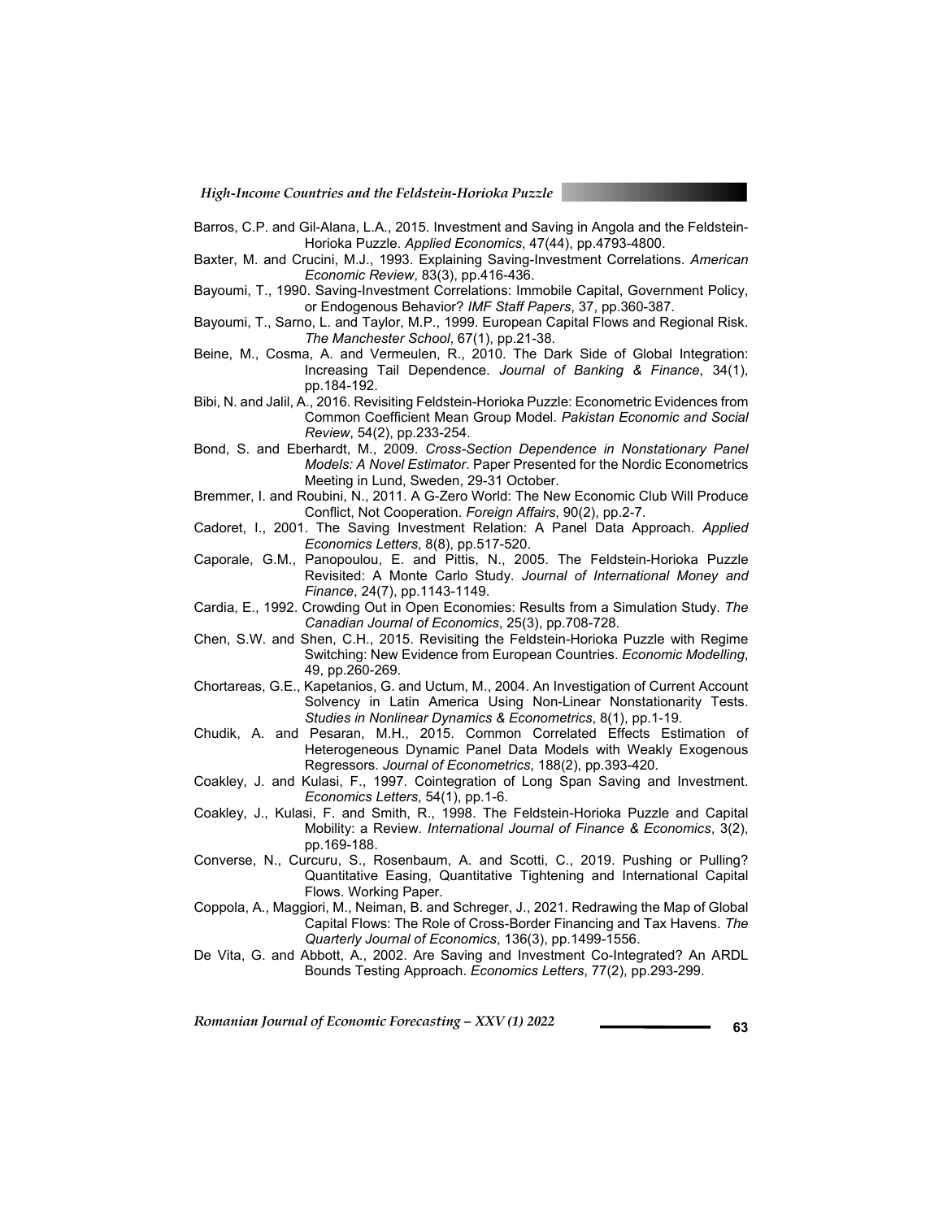Barros, C.P. and Gil-Alana, L.A., 2015. Investment and Saving in Angola and the Feldstein-Horioka Puzzle. *Applied Economics*, 47(44), pp.4793-4800.

Baxter, M. and Crucini, M.J., 1993. Explaining Saving-Investment Correlations. *American Economic Review*, 83(3), pp.416-436.

Bayoumi, T., 1990. Saving-Investment Correlations: Immobile Capital, Government Policy, or Endogenous Behavior? *IMF Staff Papers*, 37, pp.360-387.

Bayoumi, T., Sarno, L. and Taylor, M.P., 1999. European Capital Flows and Regional Risk. *The Manchester School*, 67(1), pp.21-38.

Beine, M., Cosma, A. and Vermeulen, R., 2010. The Dark Side of Global Integration: Increasing Tail Dependence. *Journal of Banking & Finance*, 34(1), pp.184-192.

Bibi, N. and Jalil, A., 2016. Revisiting Feldstein-Horioka Puzzle: Econometric Evidences from Common Coefficient Mean Group Model. *Pakistan Economic and Social Review*, 54(2), pp.233-254.

Bond, S. and Eberhardt, M., 2009. *Cross-Section Dependence in Nonstationary Panel Models: A Novel Estimator*. Paper Presented for the Nordic Econometrics Meeting in Lund, Sweden, 29-31 October.

Bremmer, I. and Roubini, N., 2011. A G-Zero World: The New Economic Club Will Produce Conflict, Not Cooperation. *Foreign Affairs*, 90(2), pp.2-7.

Cadoret, I., 2001. The Saving Investment Relation: A Panel Data Approach. *Applied Economics Letters*, 8(8), pp.517-520.

Caporale, G.M., Panopoulou, E. and Pittis, N., 2005. The Feldstein-Horioka Puzzle Revisited: A Monte Carlo Study. *Journal of International Money and Finance*, 24(7), pp.1143-1149.

Cardia, E., 1992. Crowding Out in Open Economies: Results from a Simulation Study. *The Canadian Journal of Economics*, 25(3), pp.708-728.

Chen, S.W. and Shen, C.H., 2015. Revisiting the Feldstein-Horioka Puzzle with Regime Switching: New Evidence from European Countries. *Economic Modelling*, 49, pp.260-269.

Chortareas, G.E., Kapetanios, G. and Uctum, M., 2004. An Investigation of Current Account Solvency in Latin America Using Non-Linear Nonstationarity Tests. *Studies in Nonlinear Dynamics & Econometrics*, 8(1), pp.1-19.

Chudik, A. and Pesaran, M.H., 2015. Common Correlated Effects Estimation of Heterogeneous Dynamic Panel Data Models with Weakly Exogenous Regressors. *Journal of Econometrics*, 188(2), pp.393-420.

Coakley, J. and Kulasi, F., 1997. Cointegration of Long Span Saving and Investment. *Economics Letters*, 54(1), pp.1-6.

Coakley, J., Kulasi, F. and Smith, R., 1998. The Feldstein-Horioka Puzzle and Capital Mobility: a Review. *International Journal of Finance & Economics*, 3(2), pp.169-188.

Converse, N., Curcuru, S., Rosenbaum, A. and Scotti, C., 2019. Pushing or Pulling? Quantitative Easing, Quantitative Tightening and International Capital Flows. Working Paper.

Coppola, A., Maggiori, M., Neiman, B. and Schreger, J., 2021. Redrawing the Map of Global Capital Flows: The Role of Cross-Border Financing and Tax Havens. *The Quarterly Journal of Economics*, 136(3), pp.1499-1556.

De Vita, G. and Abbott, A., 2002. Are Saving and Investment Co-Integrated? An ARDL Bounds Testing Approach. *Economics Letters*, 77(2), pp.293-299.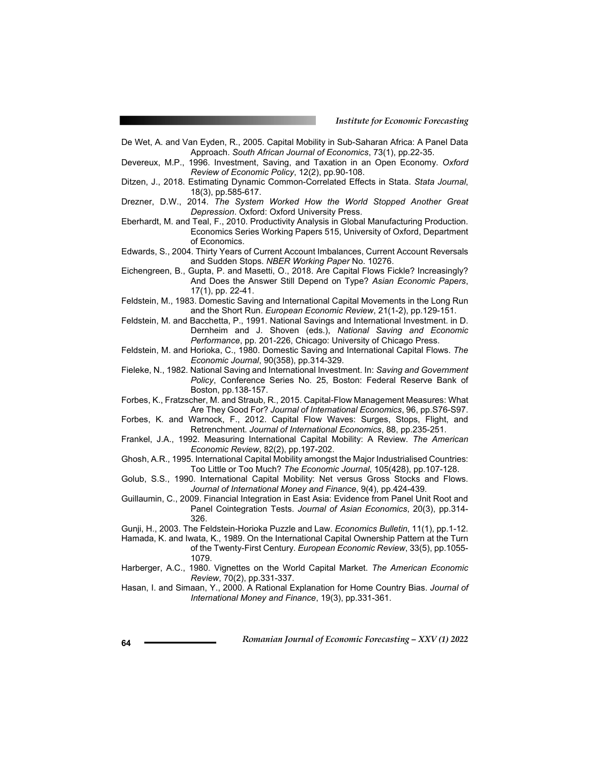De Wet, A. and Van Eyden, R., 2005. Capital Mobility in Sub-Saharan Africa: A Panel Data Approach. *South African Journal of Economics*, 73(1), pp.22-35.

Devereux, M.P., 1996. Investment, Saving, and Taxation in an Open Economy. *Oxford Review of Economic Policy*, 12(2), pp.90-108.

Ditzen, J., 2018. Estimating Dynamic Common-Correlated Effects in Stata. *Stata Journal*, 18(3), pp.585-617.

Drezner, D.W., 2014. *The System Worked How the World Stopped Another Great Depression*. Oxford: Oxford University Press.

Eberhardt, M. and Teal, F., 2010. Productivity Analysis in Global Manufacturing Production. Economics Series Working Papers 515, University of Oxford, Department of Economics.

Edwards, S., 2004. Thirty Years of Current Account Imbalances, Current Account Reversals and Sudden Stops. *NBER Working Paper* No. 10276.

Eichengreen, B., Gupta, P. and Masetti, O., 2018. Are Capital Flows Fickle? Increasingly? And Does the Answer Still Depend on Type? *Asian Economic Papers*, 17(1), pp. 22-41.

Feldstein, M., 1983. Domestic Saving and International Capital Movements in the Long Run and the Short Run. *European Economic Review*, 21(1-2), pp.129-151.

Feldstein, M. and Bacchetta, P., 1991. National Savings and International Investment. in D. Dernheim and J. Shoven (eds.), *National Saving and Economic Performance*, pp. 201-226, Chicago: University of Chicago Press.

Feldstein, M. and Horioka, C., 1980. Domestic Saving and International Capital Flows. *The Economic Journal*, 90(358), pp.314-329.

Fieleke, N., 1982. National Saving and International Investment. In: *Saving and Government Policy*, Conference Series No. 25, Boston: Federal Reserve Bank of Boston, pp.138-157.

Forbes, K., Fratzscher, M. and Straub, R., 2015. Capital-Flow Management Measures: What Are They Good For? *Journal of International Economics*, 96, pp.S76-S97.

Forbes, K. and Warnock, F., 2012. Capital Flow Waves: Surges, Stops, Flight, and Retrenchment. *Journal of International Economics*, 88, pp.235-251.

Frankel, J.A., 1992. Measuring International Capital Mobility: A Review. *The American Economic Review*, 82(2), pp.197-202.

Ghosh, A.R., 1995. International Capital Mobility amongst the Major Industrialised Countries: Too Little or Too Much? *The Economic Journal*, 105(428), pp.107-128.

Golub, S.S., 1990. International Capital Mobility: Net versus Gross Stocks and Flows. *Journal of International Money and Finance*, 9(4), pp.424-439.

Guillaumin, C., 2009. Financial Integration in East Asia: Evidence from Panel Unit Root and Panel Cointegration Tests. *Journal of Asian Economics*, 20(3), pp.314-326.

Gunji, H., 2003. The Feldstein-Horioka Puzzle and Law. *Economics Bulletin*, 11(1), pp.1-12.

Hamada, K. and Iwata, K., 1989. On the International Capital Ownership Pattern at the Turn of the Twenty-First Century. *European Economic Review*, 33(5), pp.1055-1079.

Harberger, A.C., 1980. Vignettes on the World Capital Market. *The American Economic Review*, 70(2), pp.331-337.

Hasan, I. and Simaan, Y., 2000. A Rational Explanation for Home Country Bias. *Journal of International Money and Finance*, 19(3), pp.331-361.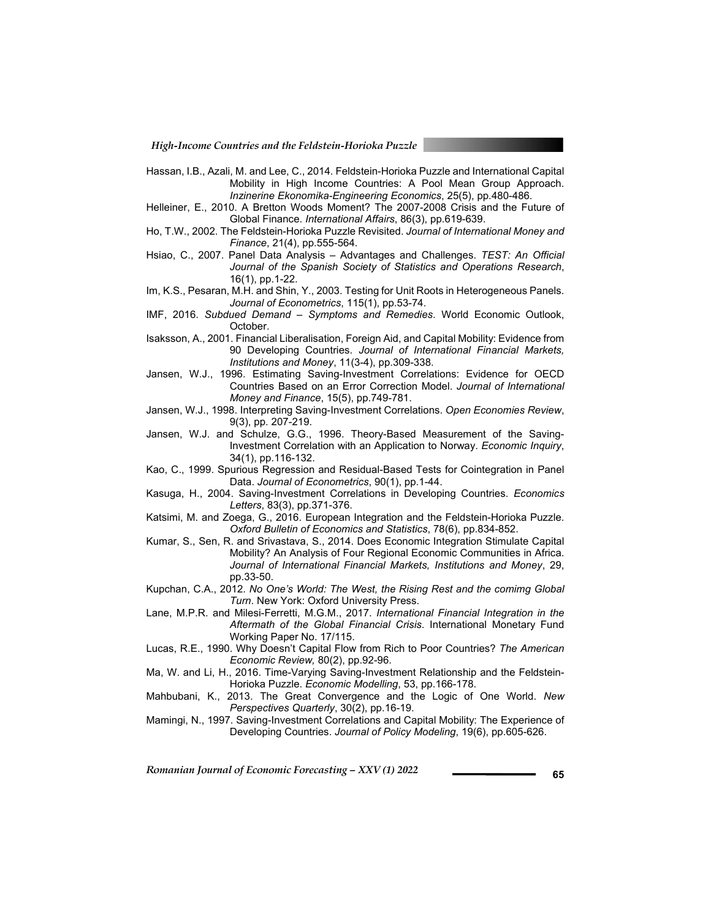Hassan, I.B., Azali, M. and Lee, C., 2014. Feldstein-Horioka Puzzle and International Capital Mobility in High Income Countries: A Pool Mean Group Approach. *Inzinerine Ekonomika-Engineering Economics*, 25(5), pp.480-486.

Helleiner, E., 2010. A Bretton Woods Moment? The 2007-2008 Crisis and the Future of Global Finance. *International Affairs*, 86(3), pp.619-639.

Ho, T.W., 2002. The Feldstein-Horioka Puzzle Revisited. *Journal of International Money and Finance*, 21(4), pp.555-564.

Hsiao, C., 2007. Panel Data Analysis – Advantages and Challenges. *TEST: An Official Journal of the Spanish Society of Statistics and Operations Research*, 16(1), pp.1-22.

Im, K.S., Pesaran, M.H. and Shin, Y., 2003. Testing for Unit Roots in Heterogeneous Panels. *Journal of Econometrics*, 115(1), pp.53-74.

IMF, 2016. *Subdued Demand – Symptoms and Remedies*. World Economic Outlook, October.

Isaksson, A., 2001. Financial Liberalisation, Foreign Aid, and Capital Mobility: Evidence from 90 Developing Countries. *Journal of International Financial Markets, Institutions and Money*, 11(3-4), pp.309-338.

Jansen, W.J., 1996. Estimating Saving-Investment Correlations: Evidence for OECD Countries Based on an Error Correction Model. *Journal of International Money and Finance*, 15(5), pp.749-781.

Jansen, W.J., 1998. Interpreting Saving-Investment Correlations. *Open Economies Review*, 9(3), pp. 207-219.

Jansen, W.J. and Schulze, G.G., 1996. Theory-Based Measurement of the Saving-Investment Correlation with an Application to Norway. *Economic Inquiry*, 34(1), pp.116-132.

Kao, C., 1999. Spurious Regression and Residual-Based Tests for Cointegration in Panel Data. *Journal of Econometrics*, 90(1), pp.1-44.

Kasuga, H., 2004. Saving-Investment Correlations in Developing Countries. *Economics Letters*, 83(3), pp.371-376.

Katsimi, M. and Zoega, G., 2016. European Integration and the Feldstein-Horioka Puzzle. *Oxford Bulletin of Economics and Statistics*, 78(6), pp.834-852.

Kumar, S., Sen, R. and Srivastava, S., 2014. Does Economic Integration Stimulate Capital Mobility? An Analysis of Four Regional Economic Communities in Africa. *Journal of International Financial Markets, Institutions and Money*, 29, pp.33-50.

Kupchan, C.A., 2012. *No One's World: The West, the Rising Rest and the comimg Global Turn*. New York: Oxford University Press.

Lane, M.P.R. and Milesi-Ferretti, M.G.M., 2017. *International Financial Integration in the Aftermath of the Global Financial Crisis*. International Monetary Fund Working Paper No. 17/115.

Lucas, R.E., 1990. Why Doesn't Capital Flow from Rich to Poor Countries? *The American Economic Review,* 80(2), pp.92-96.

Ma, W. and Li, H., 2016. Time-Varying Saving-Investment Relationship and the Feldstein-Horioka Puzzle. *Economic Modelling*, 53, pp.166-178.

Mahbubani, K., 2013. The Great Convergence and the Logic of One World. *New Perspectives Quarterly*, 30(2), pp.16-19.

Mamingi, N., 1997. Saving-Investment Correlations and Capital Mobility: The Experience of Developing Countries. *Journal of Policy Modeling*, 19(6), pp.605-626.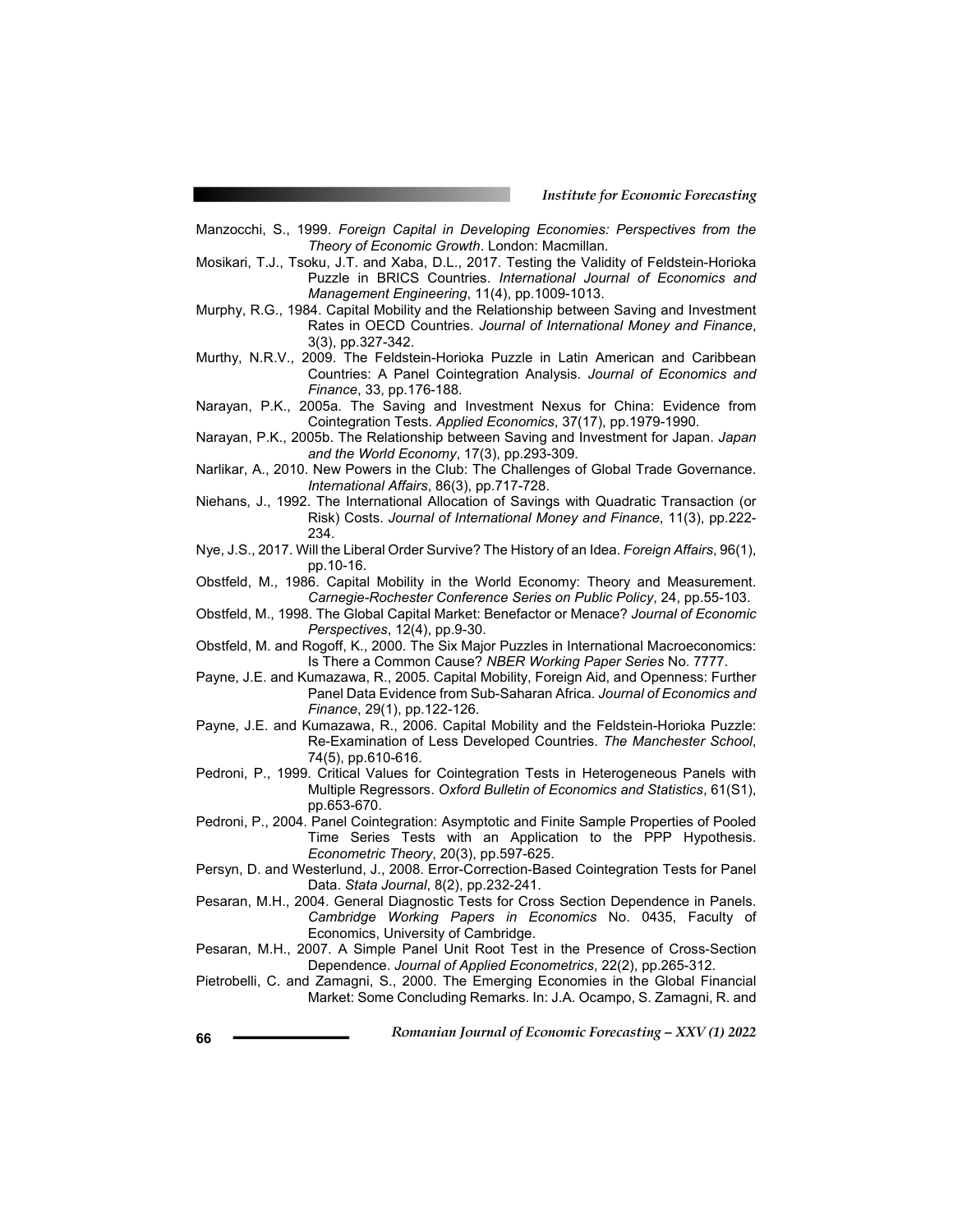Manzocchi, S., 1999. *Foreign Capital in Developing Economies: Perspectives from the Theory of Economic Growth*. London: Macmillan.

Mosikari, T.J., Tsoku, J.T. and Xaba, D.L., 2017. Testing the Validity of Feldstein-Horioka Puzzle in BRICS Countries. *International Journal of Economics and Management Engineering*, 11(4), pp.1009-1013.

Murphy, R.G., 1984. Capital Mobility and the Relationship between Saving and Investment Rates in OECD Countries. *Journal of International Money and Finance*, 3(3), pp.327-342.

Murthy, N.R.V., 2009. The Feldstein-Horioka Puzzle in Latin American and Caribbean Countries: A Panel Cointegration Analysis. *Journal of Economics and Finance*, 33, pp.176-188.

Narayan, P.K., 2005a. The Saving and Investment Nexus for China: Evidence from Cointegration Tests. *Applied Economics*, 37(17), pp.1979-1990.

Narayan, P.K., 2005b. The Relationship between Saving and Investment for Japan. *Japan and the World Economy*, 17(3), pp.293-309.

Narlikar, A., 2010. New Powers in the Club: The Challenges of Global Trade Governance. *International Affairs*, 86(3), pp.717-728.

Niehans, J., 1992. The International Allocation of Savings with Quadratic Transaction (or Risk) Costs. *Journal of International Money and Finance*, 11(3), pp.222-234.

Nye, J.S., 2017. Will the Liberal Order Survive? The History of an Idea. *Foreign Affairs*, 96(1), pp.10-16.

Obstfeld, M., 1986. Capital Mobility in the World Economy: Theory and Measurement. *Carnegie-Rochester Conference Series on Public Policy*, 24, pp.55-103.

Obstfeld, M., 1998. The Global Capital Market: Benefactor or Menace? *Journal of Economic Perspectives*, 12(4), pp.9-30.

Obstfeld, M. and Rogoff, K., 2000. The Six Major Puzzles in International Macroeconomics: Is There a Common Cause? *NBER Working Paper Series* No. 7777.

Payne, J.E. and Kumazawa, R., 2005. Capital Mobility, Foreign Aid, and Openness: Further Panel Data Evidence from Sub-Saharan Africa. *Journal of Economics and Finance*, 29(1), pp.122-126.

Payne, J.E. and Kumazawa, R., 2006. Capital Mobility and the Feldstein-Horioka Puzzle: Re-Examination of Less Developed Countries. *The Manchester School*, 74(5), pp.610-616.

Pedroni, P., 1999. Critical Values for Cointegration Tests in Heterogeneous Panels with Multiple Regressors. *Oxford Bulletin of Economics and Statistics*, 61(S1), pp.653-670.

Pedroni, P., 2004. Panel Cointegration: Asymptotic and Finite Sample Properties of Pooled Time Series Tests with an Application to the PPP Hypothesis. *Econometric Theory*, 20(3), pp.597-625.

Persyn, D. and Westerlund, J., 2008. Error-Correction-Based Cointegration Tests for Panel Data. *Stata Journal*, 8(2), pp.232-241.

Pesaran, M.H., 2004. General Diagnostic Tests for Cross Section Dependence in Panels. *Cambridge Working Papers in Economics* No. 0435, Faculty of Economics, University of Cambridge.

Pesaran, M.H., 2007. A Simple Panel Unit Root Test in the Presence of Cross-Section Dependence. *Journal of Applied Econometrics*, 22(2), pp.265-312.

Pietrobelli, C. and Zamagni, S., 2000. The Emerging Economies in the Global Financial Market: Some Concluding Remarks. In: J.A. Ocampo, S. Zamagni, R. and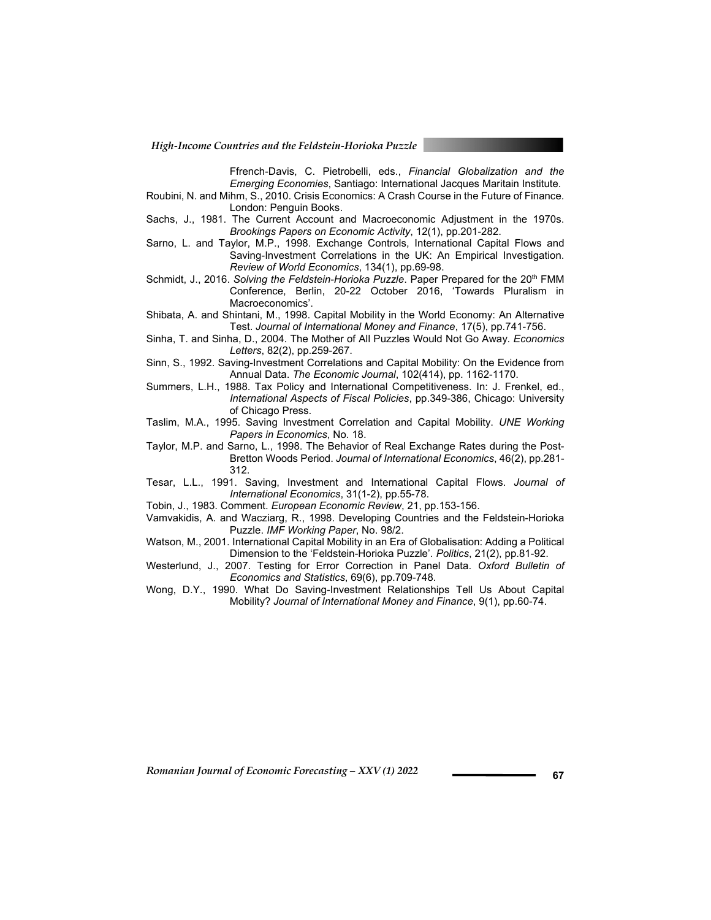Ffrench-Davis, C. Pietrobelli, eds., *Financial Globalization and the Emerging Economies*, Santiago: International Jacques Maritain Institute.

Roubini, N. and Mihm, S., 2010. Crisis Economics: A Crash Course in the Future of Finance. London: Penguin Books.

Sachs, J., 1981. The Current Account and Macroeconomic Adjustment in the 1970s. *Brookings Papers on Economic Activity*, 12(1), pp.201-282.

Sarno, L. and Taylor, M.P., 1998. Exchange Controls, International Capital Flows and Saving-Investment Correlations in the UK: An Empirical Investigation. *Review of World Economics*, 134(1), pp.69-98.

Schmidt, J., 2016. *Solving the Feldstein-Horioka Puzzle*. Paper Prepared for the 20th FMM Conference, Berlin, 20-22 October 2016, 'Towards Pluralism in Macroeconomics'.

Shibata, A. and Shintani, M., 1998. Capital Mobility in the World Economy: An Alternative Test. *Journal of International Money and Finance*, 17(5), pp.741-756.

Sinha, T. and Sinha, D., 2004. The Mother of All Puzzles Would Not Go Away. *Economics Letters*, 82(2), pp.259-267.

Sinn, S., 1992. Saving-Investment Correlations and Capital Mobility: On the Evidence from Annual Data. *The Economic Journal*, 102(414), pp. 1162-1170.

Summers, L.H., 1988. Tax Policy and International Competitiveness. In: J. Frenkel, ed., *International Aspects of Fiscal Policies*, pp.349-386, Chicago: University of Chicago Press.

Taslim, M.A., 1995. Saving Investment Correlation and Capital Mobility. *UNE Working Papers in Economics*, No. 18.

Taylor, M.P. and Sarno, L., 1998. The Behavior of Real Exchange Rates during the Post-Bretton Woods Period. *Journal of International Economics*, 46(2), pp.281-312.

Tesar, L.L., 1991. Saving, Investment and International Capital Flows. *Journal of International Economics*, 31(1-2), pp.55-78.

Tobin, J., 1983. Comment. *European Economic Review*, 21, pp.153-156.

Vamvakidis, A. and Wacziarg, R., 1998. Developing Countries and the Feldstein-Horioka Puzzle. *IMF Working Paper*, No. 98/2.

Watson, M., 2001. International Capital Mobility in an Era of Globalisation: Adding a Political Dimension to the 'Feldstein-Horioka Puzzle'. *Politics*, 21(2), pp.81-92.

Westerlund, J., 2007. Testing for Error Correction in Panel Data. *Oxford Bulletin of Economics and Statistics*, 69(6), pp.709-748.

Wong, D.Y., 1990. What Do Saving-Investment Relationships Tell Us About Capital Mobility? *Journal of International Money and Finance*, 9(1), pp.60-74.